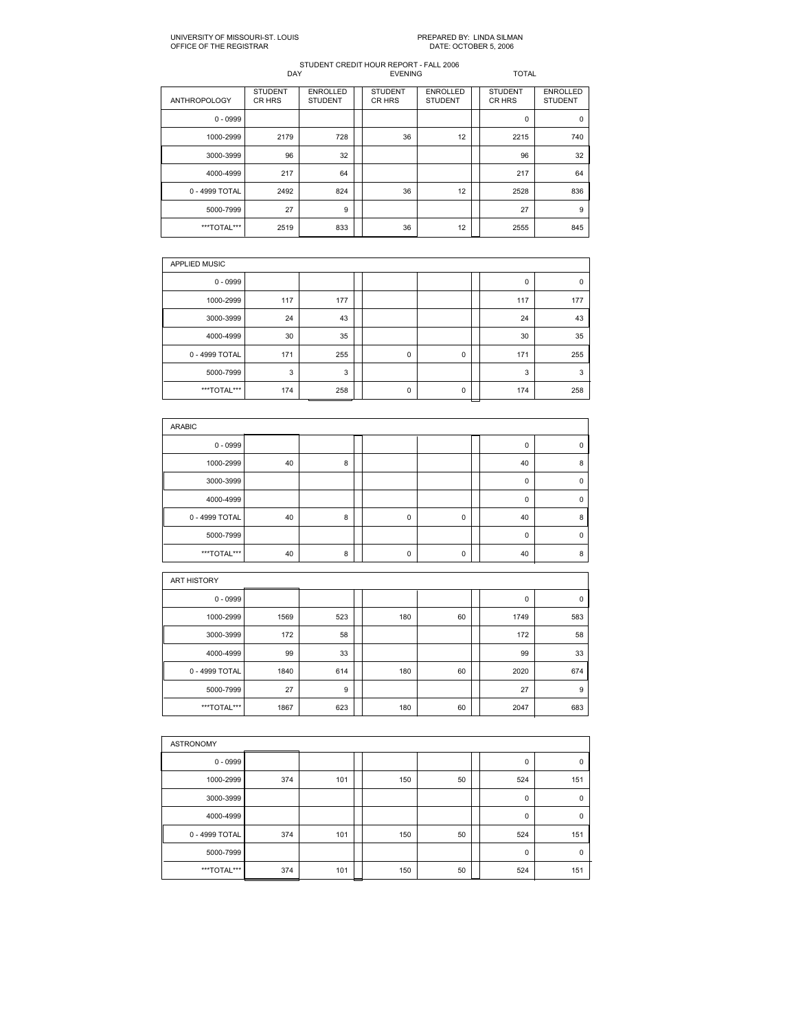UNIVERSITY OF MISSOURI-ST. LOUIS
OFFICE OF THE REGISTRAR

PREPARED BY: LINDA SILMAN
DATE: OCTOBER 5, 2006

STUDENT CREDIT HOUR REPORT - FALL 2006

| | DAY | | EVENING | | TOTAL | |
|---|---|---|---|---|---|---|
| ANTHROPOLOGY | STUDENT CR HRS | ENROLLED STUDENT | STUDENT CR HRS | ENROLLED STUDENT | STUDENT CR HRS | ENROLLED STUDENT |
| 0 - 0999 | | | | | 0 | 0 |
| 1000-2999 | 2179 | 728 | 36 | 12 | 2215 | 740 |
| 3000-3999 | 96 | 32 | | | 96 | 32 |
| 4000-4999 | 217 | 64 | | | 217 | 64 |
| 0 - 4999 TOTAL | 2492 | 824 | 36 | 12 | 2528 | 836 |
| 5000-7999 | 27 | 9 | | | 27 | 9 |
| ***TOTAL*** | 2519 | 833 | 36 | 12 | 2555 | 845 |

| APPLIED MUSIC | | | | | | |
|---|---|---|---|---|---|---|
| 0 - 0999 | | | | | 0 | 0 |
| 1000-2999 | 117 | 177 | | | 117 | 177 |
| 3000-3999 | 24 | 43 | | | 24 | 43 |
| 4000-4999 | 30 | 35 | | | 30 | 35 |
| 0 - 4999 TOTAL | 171 | 255 | 0 | 0 | 171 | 255 |
| 5000-7999 | 3 | 3 | | | 3 | 3 |
| ***TOTAL*** | 174 | 258 | 0 | 0 | 174 | 258 |

| ARABIC | | | | | | |
|---|---|---|---|---|---|---|
| 0 - 0999 | | | | | 0 | 0 |
| 1000-2999 | 40 | 8 | | | 40 | 8 |
| 3000-3999 | | | | | 0 | 0 |
| 4000-4999 | | | | | 0 | 0 |
| 0 - 4999 TOTAL | 40 | 8 | 0 | 0 | 40 | 8 |
| 5000-7999 | | | | | 0 | 0 |
| ***TOTAL*** | 40 | 8 | 0 | 0 | 40 | 8 |

| ART HISTORY | | | | | | |
|---|---|---|---|---|---|---|
| 0 - 0999 | | | | | 0 | 0 |
| 1000-2999 | 1569 | 523 | 180 | 60 | 1749 | 583 |
| 3000-3999 | 172 | 58 | | | 172 | 58 |
| 4000-4999 | 99 | 33 | | | 99 | 33 |
| 0 - 4999 TOTAL | 1840 | 614 | 180 | 60 | 2020 | 674 |
| 5000-7999 | 27 | 9 | | | 27 | 9 |
| ***TOTAL*** | 1867 | 623 | 180 | 60 | 2047 | 683 |

| ASTRONOMY | | | | | | |
|---|---|---|---|---|---|---|
| 0 - 0999 | | | | | 0 | 0 |
| 1000-2999 | 374 | 101 | 150 | 50 | 524 | 151 |
| 3000-3999 | | | | | 0 | 0 |
| 4000-4999 | | | | | 0 | 0 |
| 0 - 4999 TOTAL | 374 | 101 | 150 | 50 | 524 | 151 |
| 5000-7999 | | | | | 0 | 0 |
| ***TOTAL*** | 374 | 101 | 150 | 50 | 524 | 151 |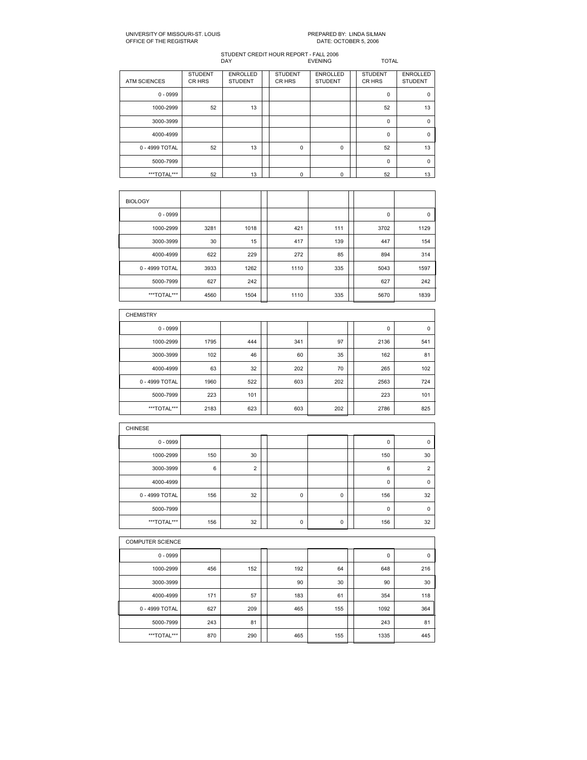UNIVERSITY OF MISSOURI-ST. LOUIS
OFFICE OF THE REGISTRAR

PREPARED BY: LINDA SILMAN
DATE: OCTOBER 5, 2006

STUDENT CREDIT HOUR REPORT - FALL 2006

| | DAY | | EVENING | | TOTAL | |
|---|---|---|---|---|---|---|
| ATM SCIENCES | STUDENT CR HRS | ENROLLED STUDENT | STUDENT CR HRS | ENROLLED STUDENT | STUDENT CR HRS | ENROLLED STUDENT |
| 0 - 0999 | | | | | 0 | 0 |
| 1000-2999 | 52 | 13 | | | 52 | 13 |
| 3000-3999 | | | | | 0 | 0 |
| 4000-4999 | | | | | 0 | 0 |
| 0 - 4999 TOTAL | 52 | 13 | 0 | 0 | 52 | 13 |
| 5000-7999 | | | | | 0 | 0 |
| ***TOTAL*** | 52 | 13 | 0 | 0 | 52 | 13 |

| BIOLOGY | | | | | | |
|---|---|---|---|---|---|---|
| 0 - 0999 | | | | | 0 | 0 |
| 1000-2999 | 3281 | 1018 | 421 | 111 | 3702 | 1129 |
| 3000-3999 | 30 | 15 | 417 | 139 | 447 | 154 |
| 4000-4999 | 622 | 229 | 272 | 85 | 894 | 314 |
| 0 - 4999 TOTAL | 3933 | 1262 | 1110 | 335 | 5043 | 1597 |
| 5000-7999 | 627 | 242 | | | 627 | 242 |
| ***TOTAL*** | 4560 | 1504 | 1110 | 335 | 5670 | 1839 |

| CHEMISTRY | | | | | | |
|---|---|---|---|---|---|---|
| 0 - 0999 | | | | | 0 | 0 |
| 1000-2999 | 1795 | 444 | 341 | 97 | 2136 | 541 |
| 3000-3999 | 102 | 46 | 60 | 35 | 162 | 81 |
| 4000-4999 | 63 | 32 | 202 | 70 | 265 | 102 |
| 0 - 4999 TOTAL | 1960 | 522 | 603 | 202 | 2563 | 724 |
| 5000-7999 | 223 | 101 | | | 223 | 101 |
| ***TOTAL*** | 2183 | 623 | 603 | 202 | 2786 | 825 |

| CHINESE | | | | | | |
|---|---|---|---|---|---|---|
| 0 - 0999 | | | | | 0 | 0 |
| 1000-2999 | 150 | 30 | | | 150 | 30 |
| 3000-3999 | 6 | 2 | | | 6 | 2 |
| 4000-4999 | | | | | 0 | 0 |
| 0 - 4999 TOTAL | 156 | 32 | 0 | 0 | 156 | 32 |
| 5000-7999 | | | | | 0 | 0 |
| ***TOTAL*** | 156 | 32 | 0 | 0 | 156 | 32 |

| COMPUTER SCIENCE | | | | | | |
|---|---|---|---|---|---|---|
| 0 - 0999 | | | | | 0 | 0 |
| 1000-2999 | 456 | 152 | 192 | 64 | 648 | 216 |
| 3000-3999 | | | 90 | 30 | 90 | 30 |
| 4000-4999 | 171 | 57 | 183 | 61 | 354 | 118 |
| 0 - 4999 TOTAL | 627 | 209 | 465 | 155 | 1092 | 364 |
| 5000-7999 | 243 | 81 | | | 243 | 81 |
| ***TOTAL*** | 870 | 290 | 465 | 155 | 1335 | 445 |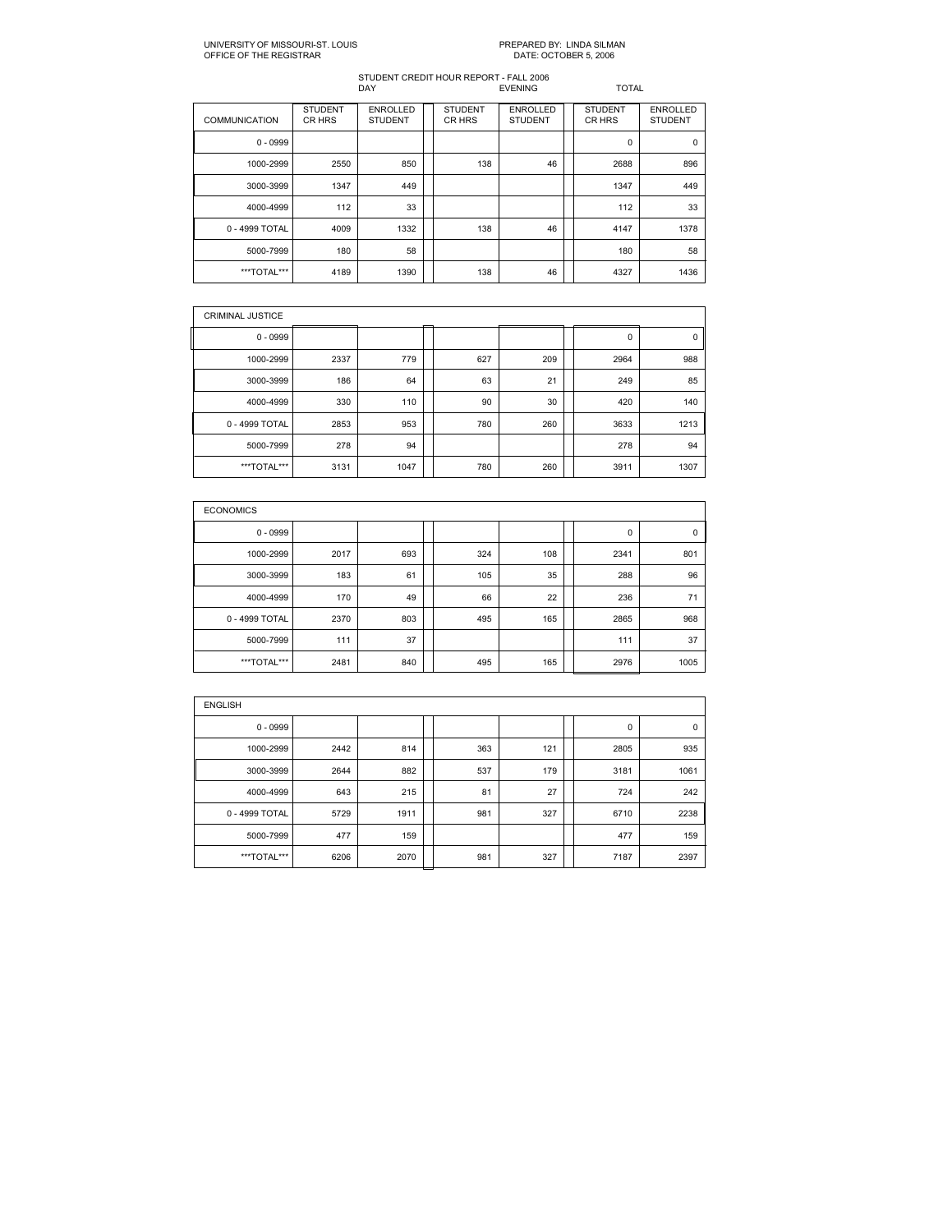UNIVERSITY OF MISSOURI-ST. LOUIS
OFFICE OF THE REGISTRAR

PREPARED BY: LINDA SILMAN
DATE: OCTOBER 5, 2006

STUDENT CREDIT HOUR REPORT - FALL 2006

| | DAY | | EVENING | | TOTAL | |
|---|---|---|---|---|---|---|
| COMMUNICATION | STUDENT CR HRS | ENROLLED STUDENT | STUDENT CR HRS | ENROLLED STUDENT | STUDENT CR HRS | ENROLLED STUDENT |
| 0 - 0999 | | | | | 0 | 0 |
| 1000-2999 | 2550 | 850 | 138 | 46 | 2688 | 896 |
| 3000-3999 | 1347 | 449 | | | 1347 | 449 |
| 4000-4999 | 112 | 33 | | | 112 | 33 |
| 0 - 4999 TOTAL | 4009 | 1332 | 138 | 46 | 4147 | 1378 |
| 5000-7999 | 180 | 58 | | | 180 | 58 |
| ***TOTAL*** | 4189 | 1390 | 138 | 46 | 4327 | 1436 |

| CRIMINAL JUSTICE | | | | | | |
|---|---|---|---|---|---|---|
| 0 - 0999 | | | | | 0 | 0 |
| 1000-2999 | 2337 | 779 | 627 | 209 | 2964 | 988 |
| 3000-3999 | 186 | 64 | 63 | 21 | 249 | 85 |
| 4000-4999 | 330 | 110 | 90 | 30 | 420 | 140 |
| 0 - 4999 TOTAL | 2853 | 953 | 780 | 260 | 3633 | 1213 |
| 5000-7999 | 278 | 94 | | | 278 | 94 |
| ***TOTAL*** | 3131 | 1047 | 780 | 260 | 3911 | 1307 |

| ECONOMICS | | | | | | |
|---|---|---|---|---|---|---|
| 0 - 0999 | | | | | 0 | 0 |
| 1000-2999 | 2017 | 693 | 324 | 108 | 2341 | 801 |
| 3000-3999 | 183 | 61 | 105 | 35 | 288 | 96 |
| 4000-4999 | 170 | 49 | 66 | 22 | 236 | 71 |
| 0 - 4999 TOTAL | 2370 | 803 | 495 | 165 | 2865 | 968 |
| 5000-7999 | 111 | 37 | | | 111 | 37 |
| ***TOTAL*** | 2481 | 840 | 495 | 165 | 2976 | 1005 |

| ENGLISH | | | | | | |
|---|---|---|---|---|---|---|
| 0 - 0999 | | | | | 0 | 0 |
| 1000-2999 | 2442 | 814 | 363 | 121 | 2805 | 935 |
| 3000-3999 | 2644 | 882 | 537 | 179 | 3181 | 1061 |
| 4000-4999 | 643 | 215 | 81 | 27 | 724 | 242 |
| 0 - 4999 TOTAL | 5729 | 1911 | 981 | 327 | 6710 | 2238 |
| 5000-7999 | 477 | 159 | | | 477 | 159 |
| ***TOTAL*** | 6206 | 2070 | 981 | 327 | 7187 | 2397 |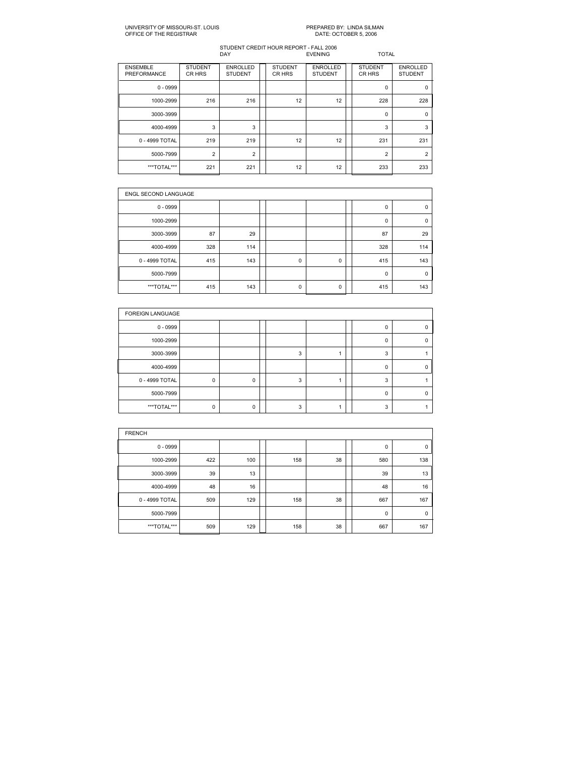UNIVERSITY OF MISSOURI-ST. LOUIS
OFFICE OF THE REGISTRAR

PREPARED BY: LINDA SILMAN
DATE: OCTOBER 5, 2006

STUDENT CREDIT HOUR REPORT - FALL 2006

| | DAY | | EVENING | | TOTAL | |
|---|---|---|---|---|---|---|
| ENSEMBLE PREFORMANCE | STUDENT CR HRS | ENROLLED STUDENT | STUDENT CR HRS | ENROLLED STUDENT | STUDENT CR HRS | ENROLLED STUDENT |
| 0 - 0999 | | | | | 0 | 0 |
| 1000-2999 | 216 | 216 | 12 | 12 | 228 | 228 |
| 3000-3999 | | | | | 0 | 0 |
| 4000-4999 | 3 | 3 | | | 3 | 3 |
| 0 - 4999 TOTAL | 219 | 219 | 12 | 12 | 231 | 231 |
| 5000-7999 | 2 | 2 | | | 2 | 2 |
| ***TOTAL*** | 221 | 221 | 12 | 12 | 233 | 233 |

| ENGL SECOND LANGUAGE | | | | | | |
|---|---|---|---|---|---|---|
| 0 - 0999 | | | | | 0 | 0 |
| 1000-2999 | | | | | 0 | 0 |
| 3000-3999 | 87 | 29 | | | 87 | 29 |
| 4000-4999 | 328 | 114 | | | 328 | 114 |
| 0 - 4999 TOTAL | 415 | 143 | 0 | 0 | 415 | 143 |
| 5000-7999 | | | | | 0 | 0 |
| ***TOTAL*** | 415 | 143 | 0 | 0 | 415 | 143 |

| FOREIGN LANGUAGE | | | | | | |
|---|---|---|---|---|---|---|
| 0 - 0999 | | | | | 0 | 0 |
| 1000-2999 | | | | | 0 | 0 |
| 3000-3999 | | | 3 | 1 | 3 | 1 |
| 4000-4999 | | | | | 0 | 0 |
| 0 - 4999 TOTAL | 0 | 0 | 3 | 1 | 3 | 1 |
| 5000-7999 | | | | | 0 | 0 |
| ***TOTAL*** | 0 | 0 | 3 | 1 | 3 | 1 |

| FRENCH | | | | | | |
|---|---|---|---|---|---|---|
| 0 - 0999 | | | | | 0 | 0 |
| 1000-2999 | 422 | 100 | 158 | 38 | 580 | 138 |
| 3000-3999 | 39 | 13 | | | 39 | 13 |
| 4000-4999 | 48 | 16 | | | 48 | 16 |
| 0 - 4999 TOTAL | 509 | 129 | 158 | 38 | 667 | 167 |
| 5000-7999 | | | | | 0 | 0 |
| ***TOTAL*** | 509 | 129 | 158 | 38 | 667 | 167 |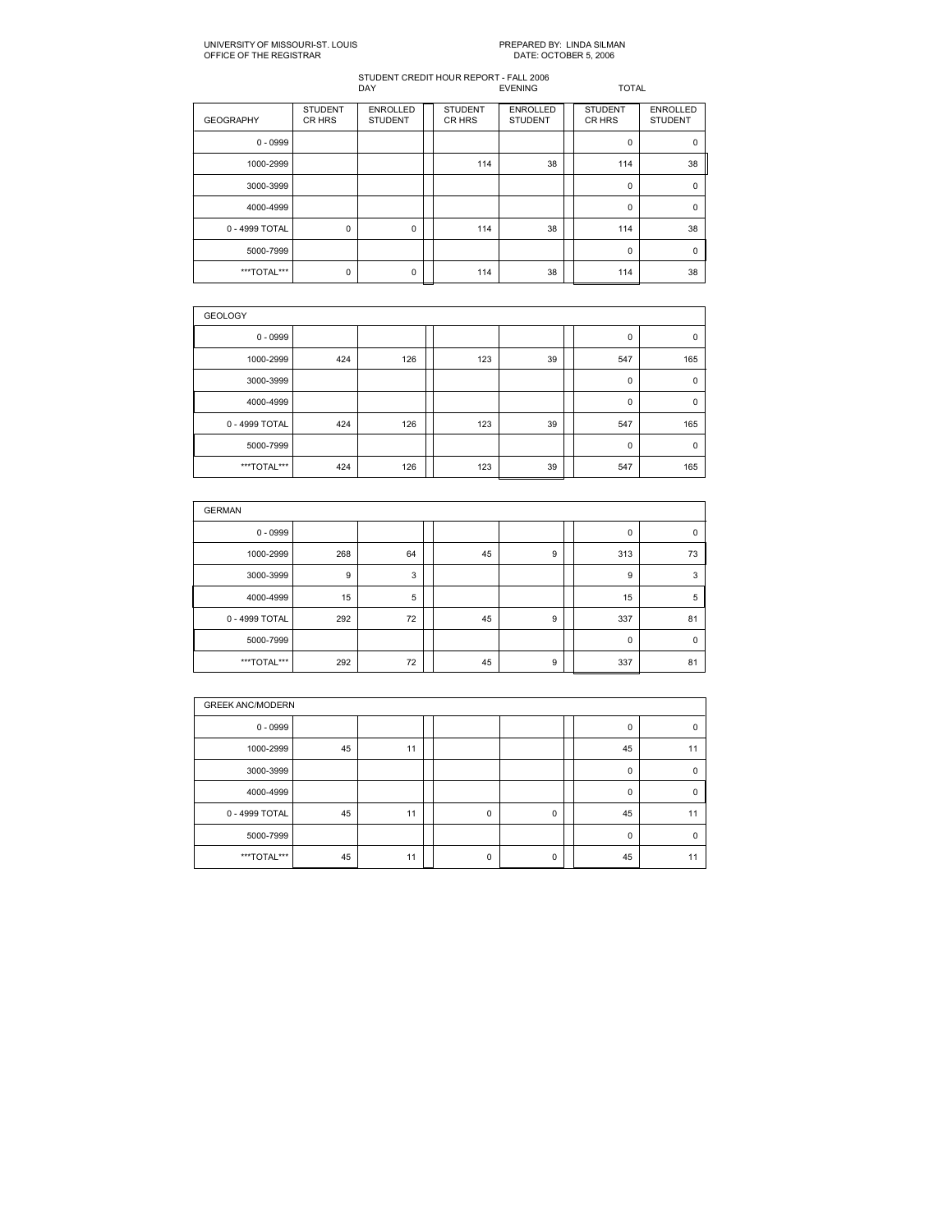UNIVERSITY OF MISSOURI-ST. LOUIS
OFFICE OF THE REGISTRAR

PREPARED BY: LINDA SILMAN
DATE: OCTOBER 5, 2006

STUDENT CREDIT HOUR REPORT - FALL 2006

| | DAY | | EVENING | | TOTAL | |
|---|---|---|---|---|---|---|
| GEOGRAPHY | STUDENT CR HRS | ENROLLED STUDENT | STUDENT CR HRS | ENROLLED STUDENT | STUDENT CR HRS | ENROLLED STUDENT |
| 0 - 0999 | | | | | 0 | 0 |
| 1000-2999 | | | 114 | 38 | 114 | 38 |
| 3000-3999 | | | | | 0 | 0 |
| 4000-4999 | | | | | 0 | 0 |
| 0 - 4999 TOTAL | 0 | 0 | 114 | 38 | 114 | 38 |
| 5000-7999 | | | | | 0 | 0 |
| ***TOTAL*** | 0 | 0 | 114 | 38 | 114 | 38 |

| GEOLOGY | | | | | | |
|---|---|---|---|---|---|---|
| 0 - 0999 | | | | | 0 | 0 |
| 1000-2999 | 424 | 126 | 123 | 39 | 547 | 165 |
| 3000-3999 | | | | | 0 | 0 |
| 4000-4999 | | | | | 0 | 0 |
| 0 - 4999 TOTAL | 424 | 126 | 123 | 39 | 547 | 165 |
| 5000-7999 | | | | | 0 | 0 |
| ***TOTAL*** | 424 | 126 | 123 | 39 | 547 | 165 |

| GERMAN | | | | | | |
|---|---|---|---|---|---|---|
| 0 - 0999 | | | | | 0 | 0 |
| 1000-2999 | 268 | 64 | 45 | 9 | 313 | 73 |
| 3000-3999 | 9 | 3 | | | 9 | 3 |
| 4000-4999 | 15 | 5 | | | 15 | 5 |
| 0 - 4999 TOTAL | 292 | 72 | 45 | 9 | 337 | 81 |
| 5000-7999 | | | | | 0 | 0 |
| ***TOTAL*** | 292 | 72 | 45 | 9 | 337 | 81 |

| GREEK ANC/MODERN | | | | | | |
|---|---|---|---|---|---|---|
| 0 - 0999 | | | | | 0 | 0 |
| 1000-2999 | 45 | 11 | | | 45 | 11 |
| 3000-3999 | | | | | 0 | 0 |
| 4000-4999 | | | | | 0 | 0 |
| 0 - 4999 TOTAL | 45 | 11 | 0 | 0 | 45 | 11 |
| 5000-7999 | | | | | 0 | 0 |
| ***TOTAL*** | 45 | 11 | 0 | 0 | 45 | 11 |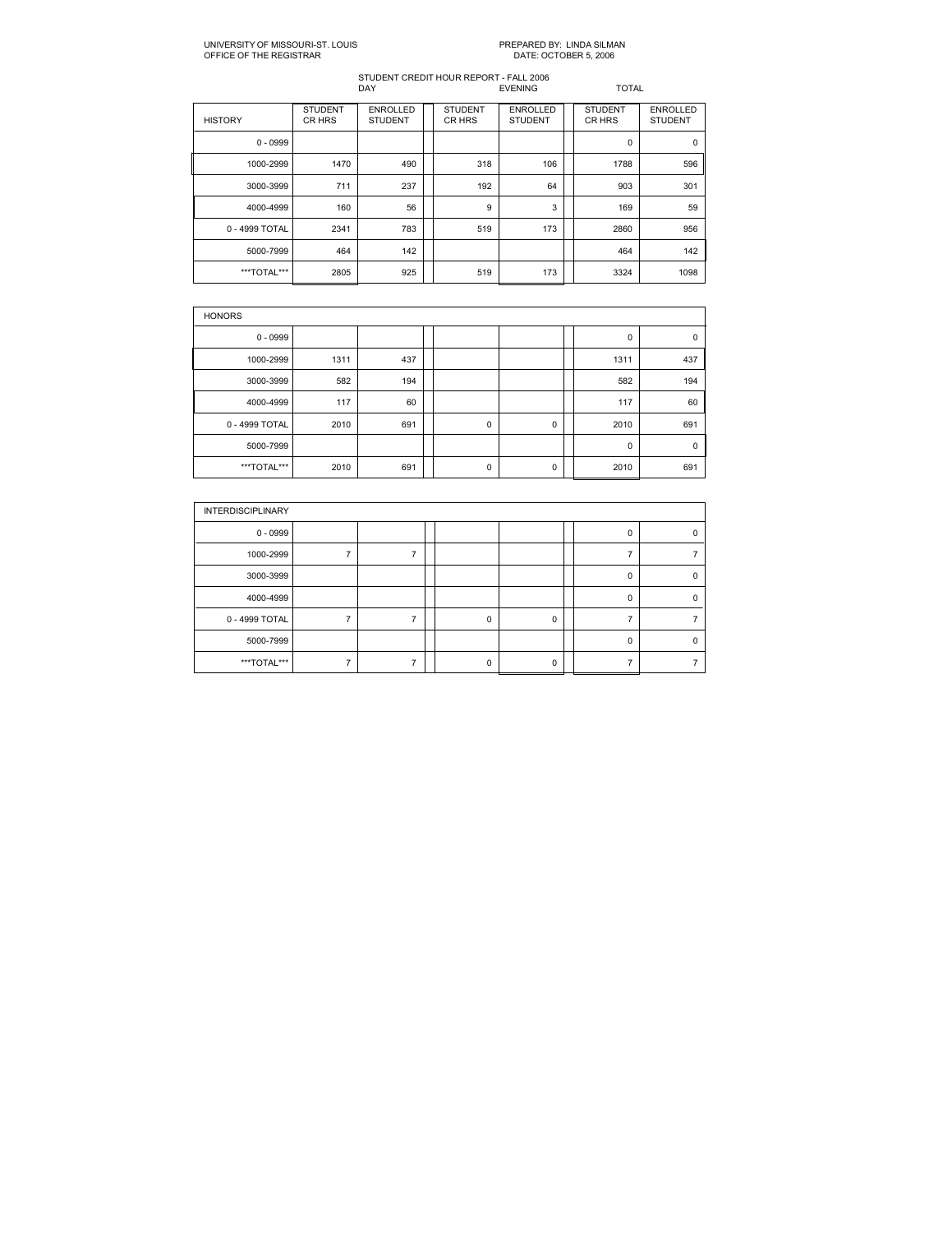UNIVERSITY OF MISSOURI-ST. LOUIS
OFFICE OF THE REGISTRAR

PREPARED BY: LINDA SILMAN
DATE: OCTOBER 5, 2006

STUDENT CREDIT HOUR REPORT - FALL 2006

| | DAY | | EVENING | | TOTAL | |
|---|---|---|---|---|---|---|
| HISTORY | STUDENT CR HRS | ENROLLED STUDENT | STUDENT CR HRS | ENROLLED STUDENT | STUDENT CR HRS | ENROLLED STUDENT |
| 0 - 0999 | | | | | 0 | 0 |
| 1000-2999 | 1470 | 490 | 318 | 106 | 1788 | 596 |
| 3000-3999 | 711 | 237 | 192 | 64 | 903 | 301 |
| 4000-4999 | 160 | 56 | 9 | 3 | 169 | 59 |
| 0 - 4999 TOTAL | 2341 | 783 | 519 | 173 | 2860 | 956 |
| 5000-7999 | 464 | 142 | | | 464 | 142 |
| ***TOTAL*** | 2805 | 925 | 519 | 173 | 3324 | 1098 |

| HONORS | | | | | | |
|---|---|---|---|---|---|---|
| 0 - 0999 | | | | | 0 | 0 |
| 1000-2999 | 1311 | 437 | | | 1311 | 437 |
| 3000-3999 | 582 | 194 | | | 582 | 194 |
| 4000-4999 | 117 | 60 | | | 117 | 60 |
| 0 - 4999 TOTAL | 2010 | 691 | 0 | 0 | 2010 | 691 |
| 5000-7999 | | | | | 0 | 0 |
| ***TOTAL*** | 2010 | 691 | 0 | 0 | 2010 | 691 |

| INTERDISCIPLINARY | | | | | | |
|---|---|---|---|---|---|---|
| 0 - 0999 | | | | | 0 | 0 |
| 1000-2999 | 7 | 7 | | | 7 | 7 |
| 3000-3999 | | | | | 0 | 0 |
| 4000-4999 | | | | | 0 | 0 |
| 0 - 4999 TOTAL | 7 | 7 | 0 | 0 | 7 | 7 |
| 5000-7999 | | | | | 0 | 0 |
| ***TOTAL*** | 7 | 7 | 0 | 0 | 7 | 7 |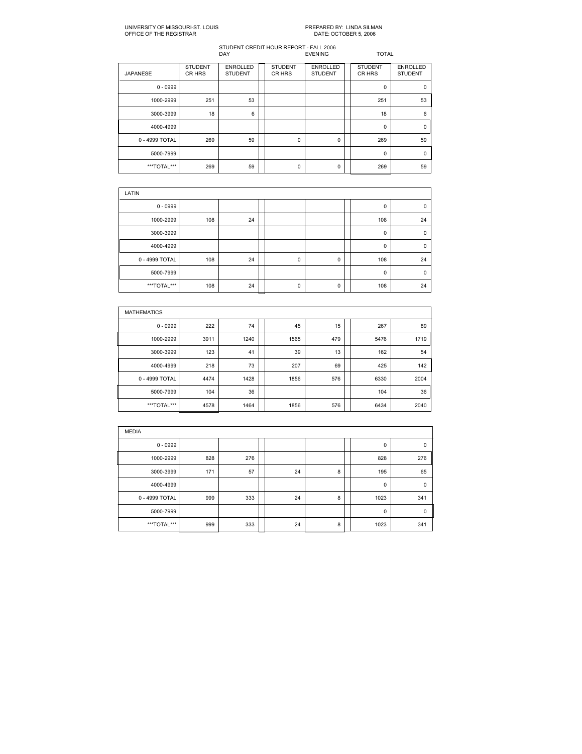UNIVERSITY OF MISSOURI-ST. LOUIS
OFFICE OF THE REGISTRAR

PREPARED BY: LINDA SILMAN
DATE: OCTOBER 5, 2006

STUDENT CREDIT HOUR REPORT - FALL 2006

| | DAY | | EVENING | | TOTAL | |
|---|---|---|---|---|---|---|
| JAPANESE | STUDENT CR HRS | ENROLLED STUDENT | STUDENT CR HRS | ENROLLED STUDENT | STUDENT CR HRS | ENROLLED STUDENT |
| 0 - 0999 | | | | | 0 | 0 |
| 1000-2999 | 251 | 53 | | | 251 | 53 |
| 3000-3999 | 18 | 6 | | | 18 | 6 |
| 4000-4999 | | | | | 0 | 0 |
| 0 - 4999 TOTAL | 269 | 59 | 0 | 0 | 269 | 59 |
| 5000-7999 | | | | | 0 | 0 |
| ***TOTAL*** | 269 | 59 | 0 | 0 | 269 | 59 |

| LATIN | | | | | | |
|---|---|---|---|---|---|---|
| 0 - 0999 | | | | | 0 | 0 |
| 1000-2999 | 108 | 24 | | | 108 | 24 |
| 3000-3999 | | | | | 0 | 0 |
| 4000-4999 | | | | | 0 | 0 |
| 0 - 4999 TOTAL | 108 | 24 | 0 | 0 | 108 | 24 |
| 5000-7999 | | | | | 0 | 0 |
| ***TOTAL*** | 108 | 24 | 0 | 0 | 108 | 24 |

| MATHEMATICS | | | | | | |
|---|---|---|---|---|---|---|
| 0 - 0999 | 222 | 74 | 45 | 15 | 267 | 89 |
| 1000-2999 | 3911 | 1240 | 1565 | 479 | 5476 | 1719 |
| 3000-3999 | 123 | 41 | 39 | 13 | 162 | 54 |
| 4000-4999 | 218 | 73 | 207 | 69 | 425 | 142 |
| 0 - 4999 TOTAL | 4474 | 1428 | 1856 | 576 | 6330 | 2004 |
| 5000-7999 | 104 | 36 | | | 104 | 36 |
| ***TOTAL*** | 4578 | 1464 | 1856 | 576 | 6434 | 2040 |

| MEDIA | | | | | | |
|---|---|---|---|---|---|---|
| 0 - 0999 | | | | | 0 | 0 |
| 1000-2999 | 828 | 276 | | | 828 | 276 |
| 3000-3999 | 171 | 57 | 24 | 8 | 195 | 65 |
| 4000-4999 | | | | | 0 | 0 |
| 0 - 4999 TOTAL | 999 | 333 | 24 | 8 | 1023 | 341 |
| 5000-7999 | | | | | 0 | 0 |
| ***TOTAL*** | 999 | 333 | 24 | 8 | 1023 | 341 |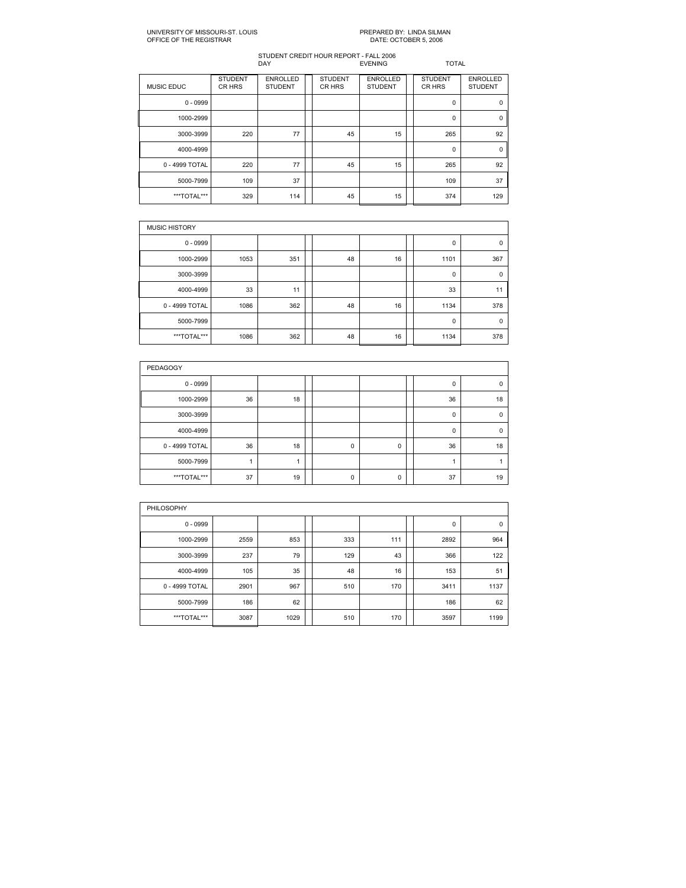UNIVERSITY OF MISSOURI-ST. LOUIS
OFFICE OF THE REGISTRAR

PREPARED BY: LINDA SILMAN
DATE: OCTOBER 5, 2006

STUDENT CREDIT HOUR REPORT - FALL 2006

| | DAY | | EVENING | | TOTAL | |
|---|---|---|---|---|---|---|
| MUSIC EDUC | STUDENT CR HRS | ENROLLED STUDENT | STUDENT CR HRS | ENROLLED STUDENT | STUDENT CR HRS | ENROLLED STUDENT |
| 0 - 0999 | | | | | 0 | 0 |
| 1000-2999 | | | | | 0 | 0 |
| 3000-3999 | 220 | 77 | 45 | 15 | 265 | 92 |
| 4000-4999 | | | | | 0 | 0 |
| 0 - 4999 TOTAL | 220 | 77 | 45 | 15 | 265 | 92 |
| 5000-7999 | 109 | 37 | | | 109 | 37 |
| ***TOTAL*** | 329 | 114 | 45 | 15 | 374 | 129 |

| MUSIC HISTORY | | | | | | |
|---|---|---|---|---|---|---|
| 0 - 0999 | | | | | 0 | 0 |
| 1000-2999 | 1053 | 351 | 48 | 16 | 1101 | 367 |
| 3000-3999 | | | | | 0 | 0 |
| 4000-4999 | 33 | 11 | | | 33 | 11 |
| 0 - 4999 TOTAL | 1086 | 362 | 48 | 16 | 1134 | 378 |
| 5000-7999 | | | | | 0 | 0 |
| ***TOTAL*** | 1086 | 362 | 48 | 16 | 1134 | 378 |

| PEDAGOGY | | | | | | |
|---|---|---|---|---|---|---|
| 0 - 0999 | | | | | 0 | 0 |
| 1000-2999 | 36 | 18 | | | 36 | 18 |
| 3000-3999 | | | | | 0 | 0 |
| 4000-4999 | | | | | 0 | 0 |
| 0 - 4999 TOTAL | 36 | 18 | 0 | 0 | 36 | 18 |
| 5000-7999 | 1 | 1 | | | 1 | 1 |
| ***TOTAL*** | 37 | 19 | 0 | 0 | 37 | 19 |

| PHILOSOPHY | | | | | | |
|---|---|---|---|---|---|---|
| 0 - 0999 | | | | | 0 | 0 |
| 1000-2999 | 2559 | 853 | 333 | 111 | 2892 | 964 |
| 3000-3999 | 237 | 79 | 129 | 43 | 366 | 122 |
| 4000-4999 | 105 | 35 | 48 | 16 | 153 | 51 |
| 0 - 4999 TOTAL | 2901 | 967 | 510 | 170 | 3411 | 1137 |
| 5000-7999 | 186 | 62 | | | 186 | 62 |
| ***TOTAL*** | 3087 | 1029 | 510 | 170 | 3597 | 1199 |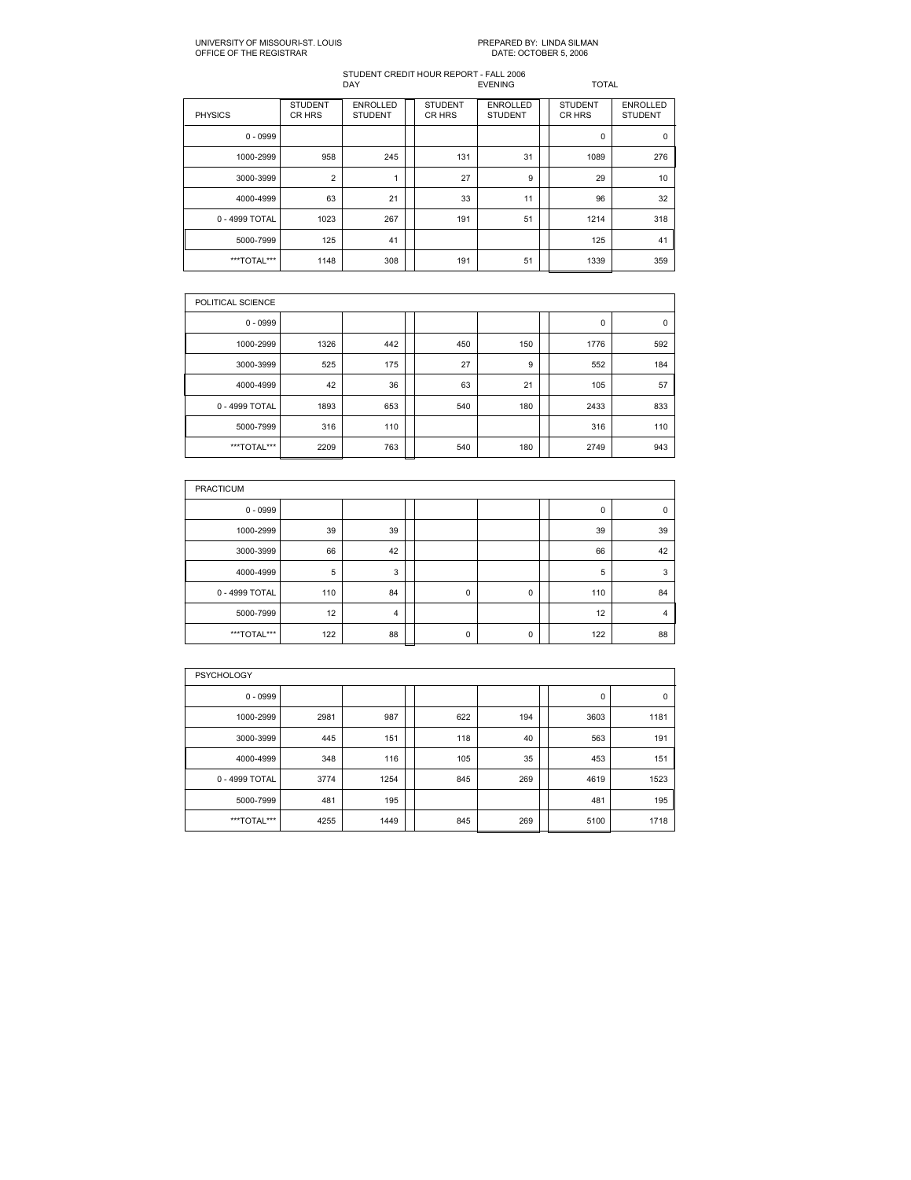UNIVERSITY OF MISSOURI-ST. LOUIS
OFFICE OF THE REGISTRAR

PREPARED BY: LINDA SILMAN
DATE: OCTOBER 5, 2006

STUDENT CREDIT HOUR REPORT - FALL 2006

| | DAY | | EVENING | | TOTAL | |
|---|---|---|---|---|---|---|
| PHYSICS | STUDENT CR HRS | ENROLLED STUDENT | STUDENT CR HRS | ENROLLED STUDENT | STUDENT CR HRS | ENROLLED STUDENT |
| 0 - 0999 | | | | | 0 | 0 |
| 1000-2999 | 958 | 245 | 131 | 31 | 1089 | 276 |
| 3000-3999 | 2 | 1 | 27 | 9 | 29 | 10 |
| 4000-4999 | 63 | 21 | 33 | 11 | 96 | 32 |
| 0 - 4999 TOTAL | 1023 | 267 | 191 | 51 | 1214 | 318 |
| 5000-7999 | 125 | 41 | | | 125 | 41 |
| ***TOTAL*** | 1148 | 308 | 191 | 51 | 1339 | 359 |

| POLITICAL SCIENCE | | | | | | |
|---|---|---|---|---|---|---|
| 0 - 0999 | | | | | 0 | 0 |
| 1000-2999 | 1326 | 442 | 450 | 150 | 1776 | 592 |
| 3000-3999 | 525 | 175 | 27 | 9 | 552 | 184 |
| 4000-4999 | 42 | 36 | 63 | 21 | 105 | 57 |
| 0 - 4999 TOTAL | 1893 | 653 | 540 | 180 | 2433 | 833 |
| 5000-7999 | 316 | 110 | | | 316 | 110 |
| ***TOTAL*** | 2209 | 763 | 540 | 180 | 2749 | 943 |

| PRACTICUM | | | | | | |
|---|---|---|---|---|---|---|
| 0 - 0999 | | | | | 0 | 0 |
| 1000-2999 | 39 | 39 | | | 39 | 39 |
| 3000-3999 | 66 | 42 | | | 66 | 42 |
| 4000-4999 | 5 | 3 | | | 5 | 3 |
| 0 - 4999 TOTAL | 110 | 84 | 0 | 0 | 110 | 84 |
| 5000-7999 | 12 | 4 | | | 12 | 4 |
| ***TOTAL*** | 122 | 88 | 0 | 0 | 122 | 88 |

| PSYCHOLOGY | | | | | | |
|---|---|---|---|---|---|---|
| 0 - 0999 | | | | | 0 | 0 |
| 1000-2999 | 2981 | 987 | 622 | 194 | 3603 | 1181 |
| 3000-3999 | 445 | 151 | 118 | 40 | 563 | 191 |
| 4000-4999 | 348 | 116 | 105 | 35 | 453 | 151 |
| 0 - 4999 TOTAL | 3774 | 1254 | 845 | 269 | 4619 | 1523 |
| 5000-7999 | 481 | 195 | | | 481 | 195 |
| ***TOTAL*** | 4255 | 1449 | 845 | 269 | 5100 | 1718 |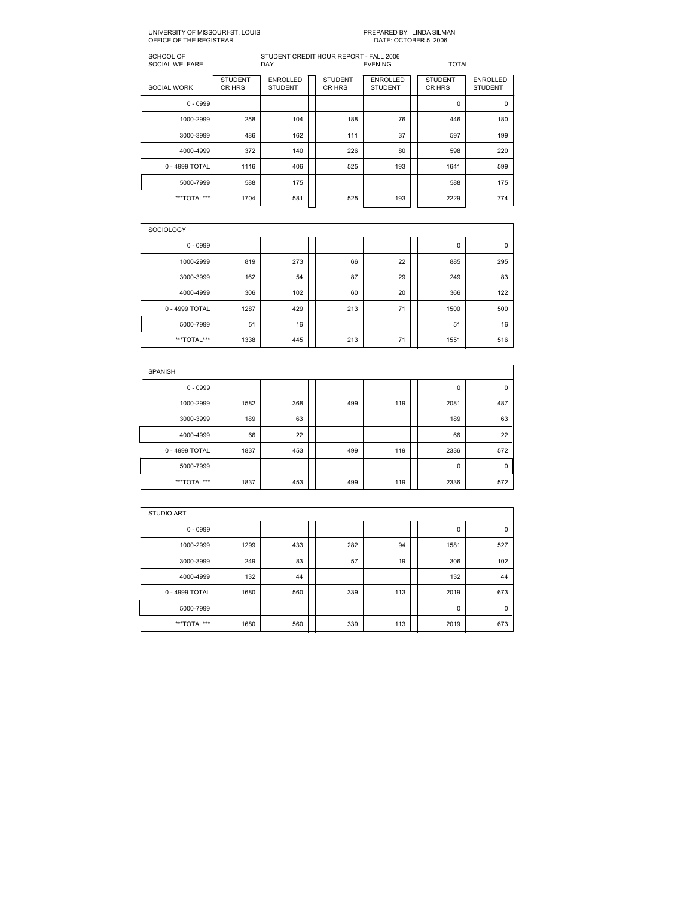UNIVERSITY OF MISSOURI-ST. LOUIS
OFFICE OF THE REGISTRAR

PREPARED BY: LINDA SILMAN
DATE: OCTOBER 5, 2006

SCHOOL OF SOCIAL WELFARE

STUDENT CREDIT HOUR REPORT - FALL 2006

| | DAY | | EVENING | | TOTAL | |
|---|---|---|---|---|---|---|
| SOCIAL WORK | STUDENT CR HRS | ENROLLED STUDENT | STUDENT CR HRS | ENROLLED STUDENT | STUDENT CR HRS | ENROLLED STUDENT |
| 0 - 0999 | | | | | 0 | 0 |
| 1000-2999 | 258 | 104 | 188 | 76 | 446 | 180 |
| 3000-3999 | 486 | 162 | 111 | 37 | 597 | 199 |
| 4000-4999 | 372 | 140 | 226 | 80 | 598 | 220 |
| 0 - 4999 TOTAL | 1116 | 406 | 525 | 193 | 1641 | 599 |
| 5000-7999 | 588 | 175 | | | 588 | 175 |
| ***TOTAL*** | 1704 | 581 | 525 | 193 | 2229 | 774 |

| SOCIOLOGY | | | | | | |
|---|---|---|---|---|---|---|
| 0 - 0999 | | | | | 0 | 0 |
| 1000-2999 | 819 | 273 | 66 | 22 | 885 | 295 |
| 3000-3999 | 162 | 54 | 87 | 29 | 249 | 83 |
| 4000-4999 | 306 | 102 | 60 | 20 | 366 | 122 |
| 0 - 4999 TOTAL | 1287 | 429 | 213 | 71 | 1500 | 500 |
| 5000-7999 | 51 | 16 | | | 51 | 16 |
| ***TOTAL*** | 1338 | 445 | 213 | 71 | 1551 | 516 |

| SPANISH | | | | | | |
|---|---|---|---|---|---|---|
| 0 - 0999 | | | | | 0 | 0 |
| 1000-2999 | 1582 | 368 | 499 | 119 | 2081 | 487 |
| 3000-3999 | 189 | 63 | | | 189 | 63 |
| 4000-4999 | 66 | 22 | | | 66 | 22 |
| 0 - 4999 TOTAL | 1837 | 453 | 499 | 119 | 2336 | 572 |
| 5000-7999 | | | | | 0 | 0 |
| ***TOTAL*** | 1837 | 453 | 499 | 119 | 2336 | 572 |

| STUDIO ART | | | | | | |
|---|---|---|---|---|---|---|
| 0 - 0999 | | | | | 0 | 0 |
| 1000-2999 | 1299 | 433 | 282 | 94 | 1581 | 527 |
| 3000-3999 | 249 | 83 | 57 | 19 | 306 | 102 |
| 4000-4999 | 132 | 44 | | | 132 | 44 |
| 0 - 4999 TOTAL | 1680 | 560 | 339 | 113 | 2019 | 673 |
| 5000-7999 | | | | | 0 | 0 |
| ***TOTAL*** | 1680 | 560 | 339 | 113 | 2019 | 673 |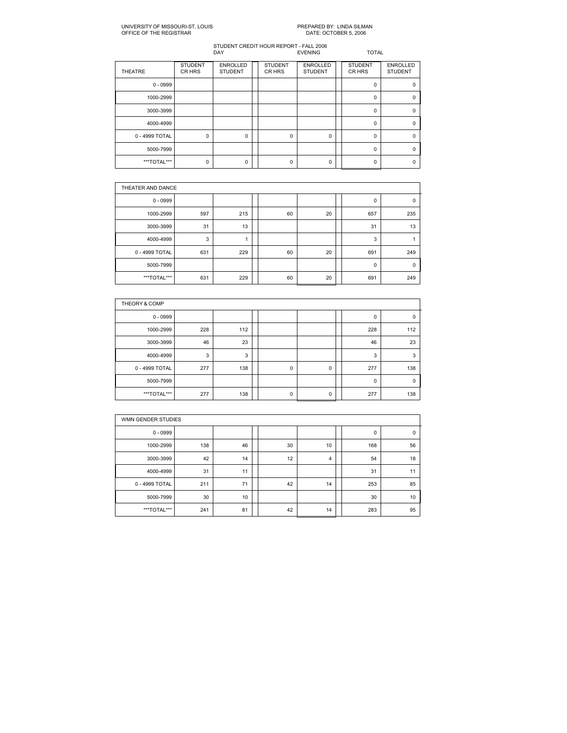UNIVERSITY OF MISSOURI-ST. LOUIS
OFFICE OF THE REGISTRAR

PREPARED BY: LINDA SILMAN
DATE: OCTOBER 5, 2006

STUDENT CREDIT HOUR REPORT - FALL 2006

| | DAY | | EVENING | | TOTAL | |
|---|---|---|---|---|---|---|
| THEATRE | STUDENT CR HRS | ENROLLED STUDENT | STUDENT CR HRS | ENROLLED STUDENT | STUDENT CR HRS | ENROLLED STUDENT |
| 0 - 0999 | | | | | 0 | 0 |
| 1000-2999 | | | | | 0 | 0 |
| 3000-3999 | | | | | 0 | 0 |
| 4000-4999 | | | | | 0 | 0 |
| 0 - 4999 TOTAL | 0 | 0 | 0 | 0 | 0 | 0 |
| 5000-7999 | | | | | 0 | 0 |
| ***TOTAL*** | 0 | 0 | 0 | 0 | 0 | 0 |

| THEATER AND DANCE | | | | | | |
|---|---|---|---|---|---|---|
| 0 - 0999 | | | | | 0 | 0 |
| 1000-2999 | 597 | 215 | 60 | 20 | 657 | 235 |
| 3000-3999 | 31 | 13 | | | 31 | 13 |
| 4000-4999 | 3 | 1 | | | 3 | 1 |
| 0 - 4999 TOTAL | 631 | 229 | 60 | 20 | 691 | 249 |
| 5000-7999 | | | | | 0 | 0 |
| ***TOTAL*** | 631 | 229 | 60 | 20 | 691 | 249 |

| THEORY & COMP | | | | | | |
|---|---|---|---|---|---|---|
| 0 - 0999 | | | | | 0 | 0 |
| 1000-2999 | 228 | 112 | | | 228 | 112 |
| 3000-3999 | 46 | 23 | | | 46 | 23 |
| 4000-4999 | 3 | 3 | | | 3 | 3 |
| 0 - 4999 TOTAL | 277 | 138 | 0 | 0 | 277 | 138 |
| 5000-7999 | | | | | 0 | 0 |
| ***TOTAL*** | 277 | 138 | 0 | 0 | 277 | 138 |

| WMN GENDER STUDIES | | | | | | |
|---|---|---|---|---|---|---|
| 0 - 0999 | | | | | 0 | 0 |
| 1000-2999 | 138 | 46 | 30 | 10 | 168 | 56 |
| 3000-3999 | 42 | 14 | 12 | 4 | 54 | 18 |
| 4000-4999 | 31 | 11 | | | 31 | 11 |
| 0 - 4999 TOTAL | 211 | 71 | 42 | 14 | 253 | 85 |
| 5000-7999 | 30 | 10 | | | 30 | 10 |
| ***TOTAL*** | 241 | 81 | 42 | 14 | 283 | 95 |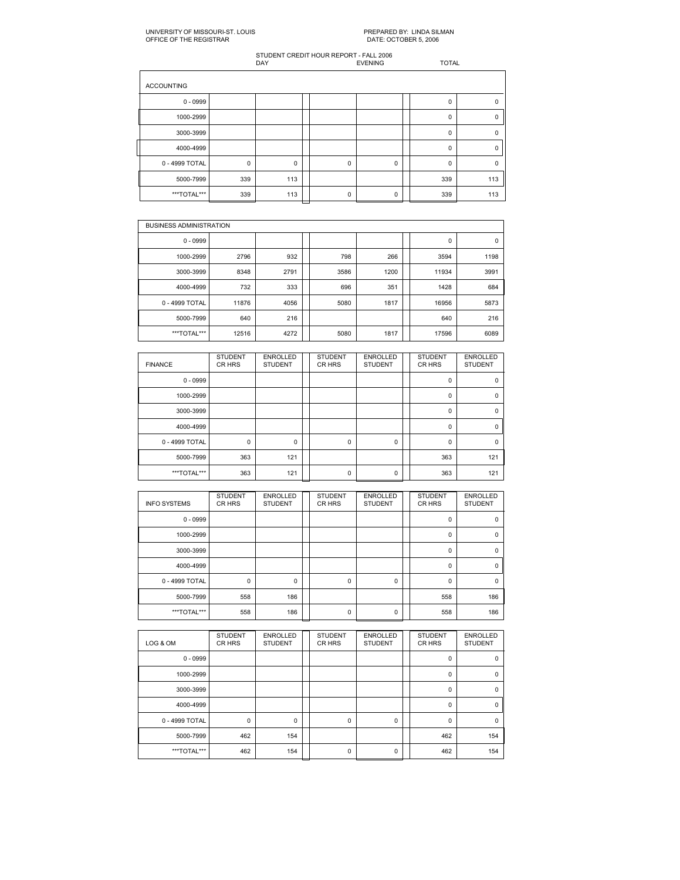UNIVERSITY OF MISSOURI-ST. LOUIS
OFFICE OF THE REGISTRAR

PREPARED BY: LINDA SILMAN
DATE: OCTOBER 5, 2006

STUDENT CREDIT HOUR REPORT - FALL 2006

| | DAY | | EVENING | | TOTAL | |
|---|---|---|---|---|---|---|
| ACCOUNTING | | | | | | |
| 0 - 0999 | | | | | 0 | 0 |
| 1000-2999 | | | | | 0 | 0 |
| 3000-3999 | | | | | 0 | 0 |
| 4000-4999 | | | | | 0 | 0 |
| 0 - 4999 TOTAL | 0 | 0 | 0 | 0 | 0 | 0 |
| 5000-7999 | 339 | 113 | | | 339 | 113 |
| ***TOTAL*** | 339 | 113 | 0 | 0 | 339 | 113 |

| BUSINESS ADMINISTRATION | | | | | | |
|---|---|---|---|---|---|---|
| 0 - 0999 | | | | | 0 | 0 |
| 1000-2999 | 2796 | 932 | 798 | 266 | 3594 | 1198 |
| 3000-3999 | 8348 | 2791 | 3586 | 1200 | 11934 | 3991 |
| 4000-4999 | 732 | 333 | 696 | 351 | 1428 | 684 |
| 0 - 4999 TOTAL | 11876 | 4056 | 5080 | 1817 | 16956 | 5873 |
| 5000-7999 | 640 | 216 | | | 640 | 216 |
| ***TOTAL*** | 12516 | 4272 | 5080 | 1817 | 17596 | 6089 |

| FINANCE | STUDENT CR HRS | ENROLLED STUDENT | STUDENT CR HRS | ENROLLED STUDENT | STUDENT CR HRS | ENROLLED STUDENT |
|---|---|---|---|---|---|---|
| 0 - 0999 | | | | | 0 | 0 |
| 1000-2999 | | | | | 0 | 0 |
| 3000-3999 | | | | | 0 | 0 |
| 4000-4999 | | | | | 0 | 0 |
| 0 - 4999 TOTAL | 0 | 0 | 0 | 0 | 0 | 0 |
| 5000-7999 | 363 | 121 | | | 363 | 121 |
| ***TOTAL*** | 363 | 121 | 0 | 0 | 363 | 121 |

| INFO SYSTEMS | STUDENT CR HRS | ENROLLED STUDENT | STUDENT CR HRS | ENROLLED STUDENT | STUDENT CR HRS | ENROLLED STUDENT |
|---|---|---|---|---|---|---|
| 0 - 0999 | | | | | 0 | 0 |
| 1000-2999 | | | | | 0 | 0 |
| 3000-3999 | | | | | 0 | 0 |
| 4000-4999 | | | | | 0 | 0 |
| 0 - 4999 TOTAL | 0 | 0 | 0 | 0 | 0 | 0 |
| 5000-7999 | 558 | 186 | | | 558 | 186 |
| ***TOTAL*** | 558 | 186 | 0 | 0 | 558 | 186 |

| LOG & OM | STUDENT CR HRS | ENROLLED STUDENT | STUDENT CR HRS | ENROLLED STUDENT | STUDENT CR HRS | ENROLLED STUDENT |
|---|---|---|---|---|---|---|
| 0 - 0999 | | | | | 0 | 0 |
| 1000-2999 | | | | | 0 | 0 |
| 3000-3999 | | | | | 0 | 0 |
| 4000-4999 | | | | | 0 | 0 |
| 0 - 4999 TOTAL | 0 | 0 | 0 | 0 | 0 | 0 |
| 5000-7999 | 462 | 154 | | | 462 | 154 |
| ***TOTAL*** | 462 | 154 | 0 | 0 | 462 | 154 |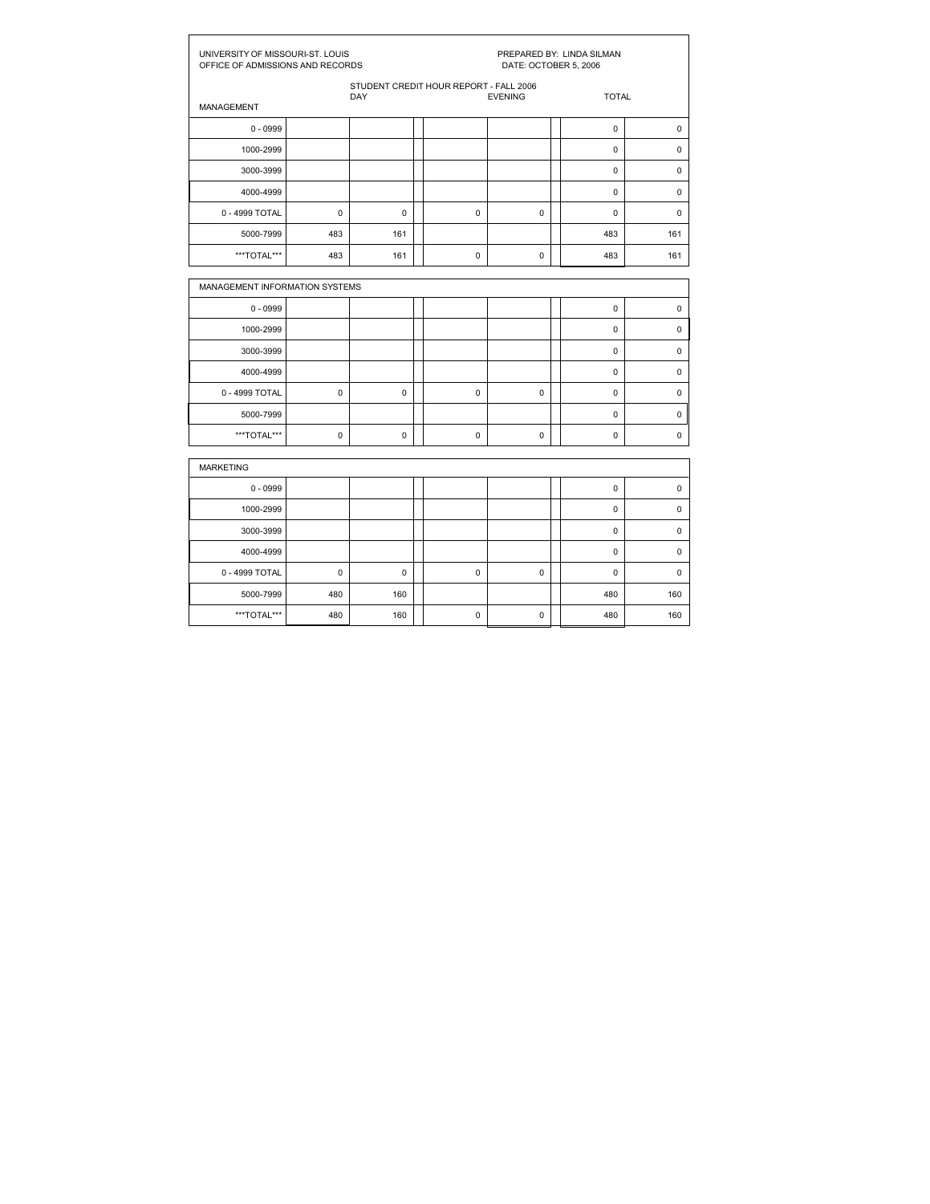UNIVERSITY OF MISSOURI-ST. LOUIS
OFFICE OF ADMISSIONS AND RECORDS

PREPARED BY: LINDA SILMAN
DATE: OCTOBER 5, 2006

STUDENT CREDIT HOUR REPORT - FALL 2006

| MANAGEMENT | DAY | | | EVENING | | | TOTAL | |
|---|---|---|---|---|---|---|---|---|
| 0 - 0999 | | | | | | | 0 | 0 |
| 1000-2999 | | | | | | | 0 | 0 |
| 3000-3999 | | | | | | | 0 | 0 |
| 4000-4999 | | | | | | | 0 | 0 |
| 0 - 4999 TOTAL | 0 | 0 | | 0 | 0 | | 0 | 0 |
| 5000-7999 | 483 | 161 | | | | | 483 | 161 |
| ***TOTAL*** | 483 | 161 | | 0 | 0 | | 483 | 161 |

| MANAGEMENT INFORMATION SYSTEMS | | | | | | | | |
|---|---|---|---|---|---|---|---|---|
| 0 - 0999 | | | | | | | 0 | 0 |
| 1000-2999 | | | | | | | 0 | 0 |
| 3000-3999 | | | | | | | 0 | 0 |
| 4000-4999 | | | | | | | 0 | 0 |
| 0 - 4999 TOTAL | 0 | 0 | | 0 | 0 | | 0 | 0 |
| 5000-7999 | | | | | | | 0 | 0 |
| ***TOTAL*** | 0 | 0 | | 0 | 0 | | 0 | 0 |

| MARKETING | | | | | | | | |
|---|---|---|---|---|---|---|---|---|
| 0 - 0999 | | | | | | | 0 | 0 |
| 1000-2999 | | | | | | | 0 | 0 |
| 3000-3999 | | | | | | | 0 | 0 |
| 4000-4999 | | | | | | | 0 | 0 |
| 0 - 4999 TOTAL | 0 | 0 | | 0 | 0 | | 0 | 0 |
| 5000-7999 | 480 | 160 | | | | | 480 | 160 |
| ***TOTAL*** | 480 | 160 | | 0 | 0 | | 480 | 160 |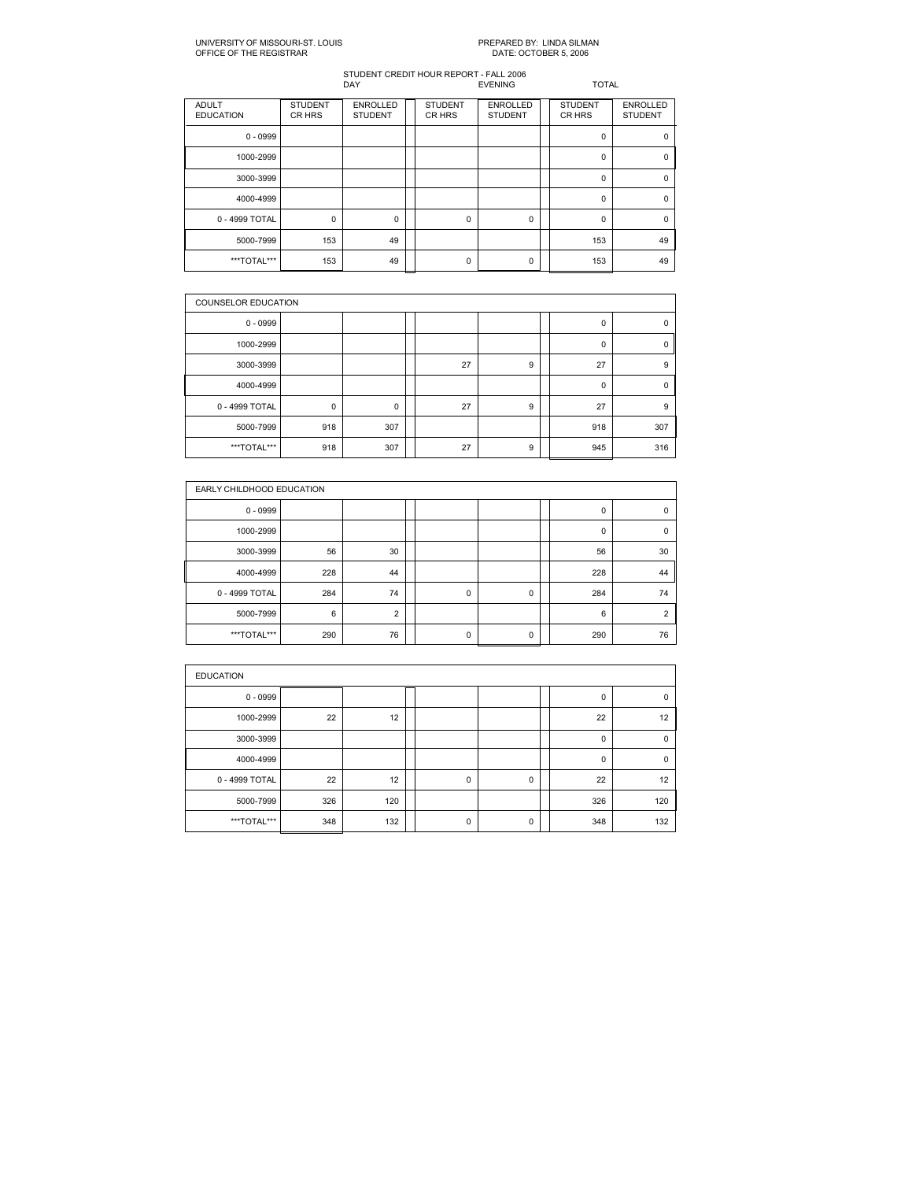UNIVERSITY OF MISSOURI-ST. LOUIS
OFFICE OF THE REGISTRAR

PREPARED BY: LINDA SILMAN
DATE: OCTOBER 5, 2006

STUDENT CREDIT HOUR REPORT - FALL 2006

| | DAY | | EVENING | | TOTAL | |
|---|---|---|---|---|---|---|
| ADULT EDUCATION | STUDENT CR HRS | ENROLLED STUDENT | STUDENT CR HRS | ENROLLED STUDENT | STUDENT CR HRS | ENROLLED STUDENT |
| 0 - 0999 | | | | | 0 | 0 |
| 1000-2999 | | | | | 0 | 0 |
| 3000-3999 | | | | | 0 | 0 |
| 4000-4999 | | | | | 0 | 0 |
| 0 - 4999 TOTAL | 0 | 0 | 0 | 0 | 0 | 0 |
| 5000-7999 | 153 | 49 | | | 153 | 49 |
| ***TOTAL*** | 153 | 49 | 0 | 0 | 153 | 49 |

| COUNSELOR EDUCATION | | | | | | |
|---|---|---|---|---|---|---|
| 0 - 0999 | | | | | 0 | 0 |
| 1000-2999 | | | | | 0 | 0 |
| 3000-3999 | | | 27 | 9 | 27 | 9 |
| 4000-4999 | | | | | 0 | 0 |
| 0 - 4999 TOTAL | 0 | 0 | 27 | 9 | 27 | 9 |
| 5000-7999 | 918 | 307 | | | 918 | 307 |
| ***TOTAL*** | 918 | 307 | 27 | 9 | 945 | 316 |

| EARLY CHILDHOOD EDUCATION | | | | | | |
|---|---|---|---|---|---|---|
| 0 - 0999 | | | | | 0 | 0 |
| 1000-2999 | | | | | 0 | 0 |
| 3000-3999 | 56 | 30 | | | 56 | 30 |
| 4000-4999 | 228 | 44 | | | 228 | 44 |
| 0 - 4999 TOTAL | 284 | 74 | 0 | 0 | 284 | 74 |
| 5000-7999 | 6 | 2 | | | 6 | 2 |
| ***TOTAL*** | 290 | 76 | 0 | 0 | 290 | 76 |

| EDUCATION | | | | | | |
|---|---|---|---|---|---|---|
| 0 - 0999 | | | | | 0 | 0 |
| 1000-2999 | 22 | 12 | | | 22 | 12 |
| 3000-3999 | | | | | 0 | 0 |
| 4000-4999 | | | | | 0 | 0 |
| 0 - 4999 TOTAL | 22 | 12 | 0 | 0 | 22 | 12 |
| 5000-7999 | 326 | 120 | | | 326 | 120 |
| ***TOTAL*** | 348 | 132 | 0 | 0 | 348 | 132 |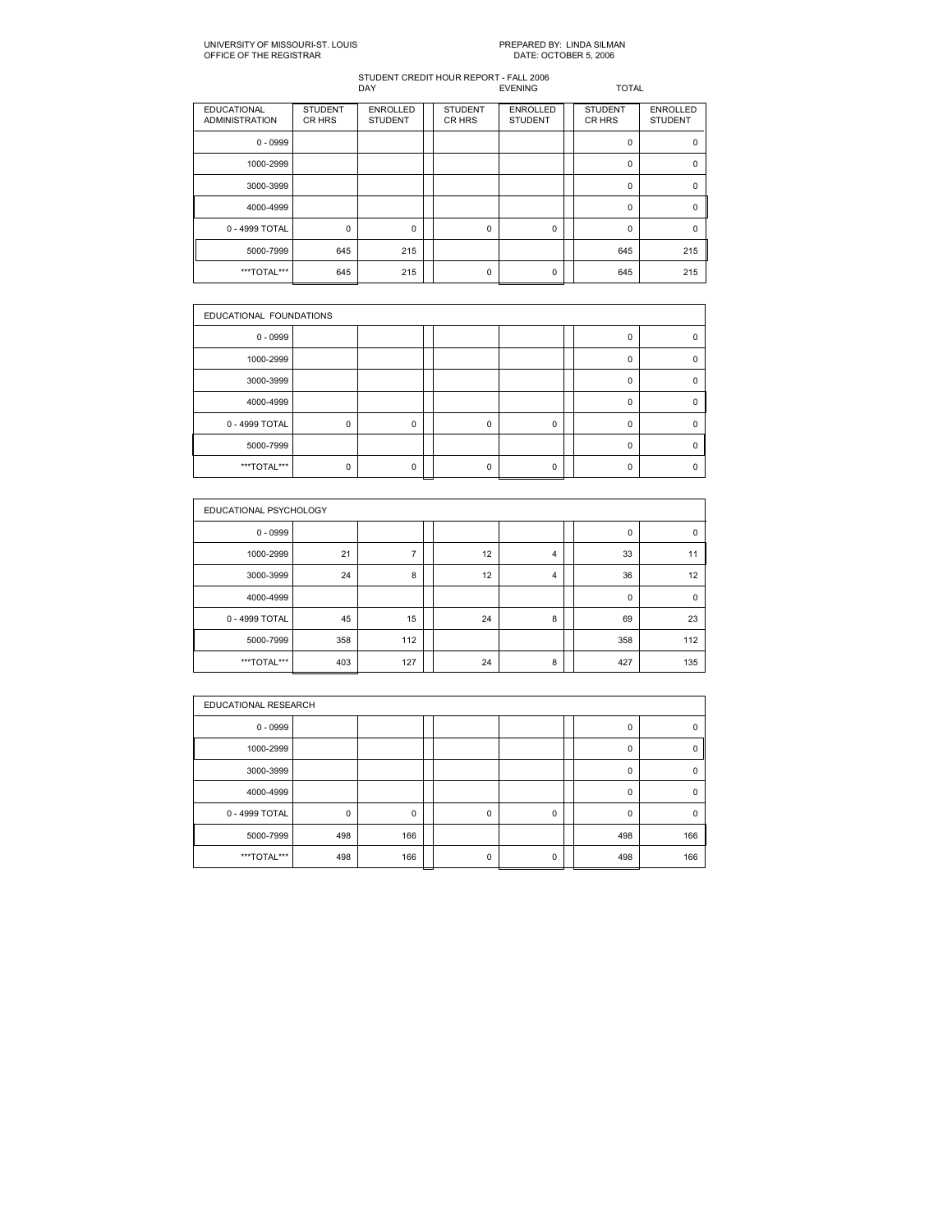UNIVERSITY OF MISSOURI-ST. LOUIS
OFFICE OF THE REGISTRAR

PREPARED BY: LINDA SILMAN
DATE: OCTOBER 5, 2006

STUDENT CREDIT HOUR REPORT - FALL 2006

| | DAY | | EVENING | | TOTAL | |
|---|---|---|---|---|---|---|
| EDUCATIONAL ADMINISTRATION | STUDENT CR HRS | ENROLLED STUDENT | STUDENT CR HRS | ENROLLED STUDENT | STUDENT CR HRS | ENROLLED STUDENT |
| 0 - 0999 | | | | | 0 | 0 |
| 1000-2999 | | | | | 0 | 0 |
| 3000-3999 | | | | | 0 | 0 |
| 4000-4999 | | | | | 0 | 0 |
| 0 - 4999 TOTAL | 0 | 0 | 0 | 0 | 0 | 0 |
| 5000-7999 | 645 | 215 | | | 645 | 215 |
| ***TOTAL*** | 645 | 215 | 0 | 0 | 645 | 215 |

| EDUCATIONAL FOUNDATIONS | | | | | | |
|---|---|---|---|---|---|---|
| 0 - 0999 | | | | | 0 | 0 |
| 1000-2999 | | | | | 0 | 0 |
| 3000-3999 | | | | | 0 | 0 |
| 4000-4999 | | | | | 0 | 0 |
| 0 - 4999 TOTAL | 0 | 0 | 0 | 0 | 0 | 0 |
| 5000-7999 | | | | | 0 | 0 |
| ***TOTAL*** | 0 | 0 | 0 | 0 | 0 | 0 |

| EDUCATIONAL PSYCHOLOGY | | | | | | |
|---|---|---|---|---|---|---|
| 0 - 0999 | | | | | 0 | 0 |
| 1000-2999 | 21 | 7 | 12 | 4 | 33 | 11 |
| 3000-3999 | 24 | 8 | 12 | 4 | 36 | 12 |
| 4000-4999 | | | | | 0 | 0 |
| 0 - 4999 TOTAL | 45 | 15 | 24 | 8 | 69 | 23 |
| 5000-7999 | 358 | 112 | | | 358 | 112 |
| ***TOTAL*** | 403 | 127 | 24 | 8 | 427 | 135 |

| EDUCATIONAL RESEARCH | | | | | | |
|---|---|---|---|---|---|---|
| 0 - 0999 | | | | | 0 | 0 |
| 1000-2999 | | | | | 0 | 0 |
| 3000-3999 | | | | | 0 | 0 |
| 4000-4999 | | | | | 0 | 0 |
| 0 - 4999 TOTAL | 0 | 0 | 0 | 0 | 0 | 0 |
| 5000-7999 | 498 | 166 | | | 498 | 166 |
| ***TOTAL*** | 498 | 166 | 0 | 0 | 498 | 166 |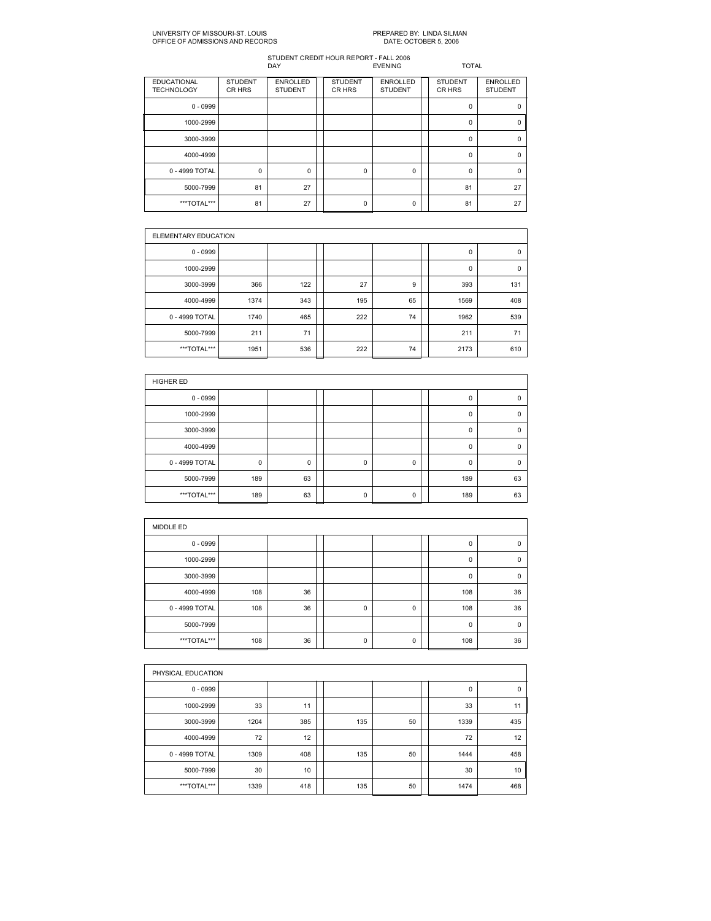UNIVERSITY OF MISSOURI-ST. LOUIS
OFFICE OF ADMISSIONS AND RECORDS

PREPARED BY: LINDA SILMAN
DATE: OCTOBER 5, 2006

STUDENT CREDIT HOUR REPORT - FALL 2006

| | DAY | | EVENING | | TOTAL | |
|---|---|---|---|---|---|---|
| EDUCATIONAL TECHNOLOGY | STUDENT CR HRS | ENROLLED STUDENT | STUDENT CR HRS | ENROLLED STUDENT | STUDENT CR HRS | ENROLLED STUDENT |
| 0 - 0999 | | | | | 0 | 0 |
| 1000-2999 | | | | | 0 | 0 |
| 3000-3999 | | | | | 0 | 0 |
| 4000-4999 | | | | | 0 | 0 |
| 0 - 4999 TOTAL | 0 | 0 | 0 | 0 | 0 | 0 |
| 5000-7999 | 81 | 27 | | | 81 | 27 |
| ***TOTAL*** | 81 | 27 | 0 | 0 | 81 | 27 |

| ELEMENTARY EDUCATION | | | | | | |
|---|---|---|---|---|---|---|
| 0 - 0999 | | | | | 0 | 0 |
| 1000-2999 | | | | | 0 | 0 |
| 3000-3999 | 366 | 122 | 27 | 9 | 393 | 131 |
| 4000-4999 | 1374 | 343 | 195 | 65 | 1569 | 408 |
| 0 - 4999 TOTAL | 1740 | 465 | 222 | 74 | 1962 | 539 |
| 5000-7999 | 211 | 71 | | | 211 | 71 |
| ***TOTAL*** | 1951 | 536 | 222 | 74 | 2173 | 610 |

| HIGHER ED | | | | | | |
|---|---|---|---|---|---|---|
| 0 - 0999 | | | | | 0 | 0 |
| 1000-2999 | | | | | 0 | 0 |
| 3000-3999 | | | | | 0 | 0 |
| 4000-4999 | | | | | 0 | 0 |
| 0 - 4999 TOTAL | 0 | 0 | 0 | 0 | 0 | 0 |
| 5000-7999 | 189 | 63 | | | 189 | 63 |
| ***TOTAL*** | 189 | 63 | 0 | 0 | 189 | 63 |

| MIDDLE ED | | | | | | |
|---|---|---|---|---|---|---|
| 0 - 0999 | | | | | 0 | 0 |
| 1000-2999 | | | | | 0 | 0 |
| 3000-3999 | | | | | 0 | 0 |
| 4000-4999 | 108 | 36 | | | 108 | 36 |
| 0 - 4999 TOTAL | 108 | 36 | 0 | 0 | 108 | 36 |
| 5000-7999 | | | | | 0 | 0 |
| ***TOTAL*** | 108 | 36 | 0 | 0 | 108 | 36 |

| PHYSICAL EDUCATION | | | | | | |
|---|---|---|---|---|---|---|
| 0 - 0999 | | | | | 0 | 0 |
| 1000-2999 | 33 | 11 | | | 33 | 11 |
| 3000-3999 | 1204 | 385 | 135 | 50 | 1339 | 435 |
| 4000-4999 | 72 | 12 | | | 72 | 12 |
| 0 - 4999 TOTAL | 1309 | 408 | 135 | 50 | 1444 | 458 |
| 5000-7999 | 30 | 10 | | | 30 | 10 |
| ***TOTAL*** | 1339 | 418 | 135 | 50 | 1474 | 468 |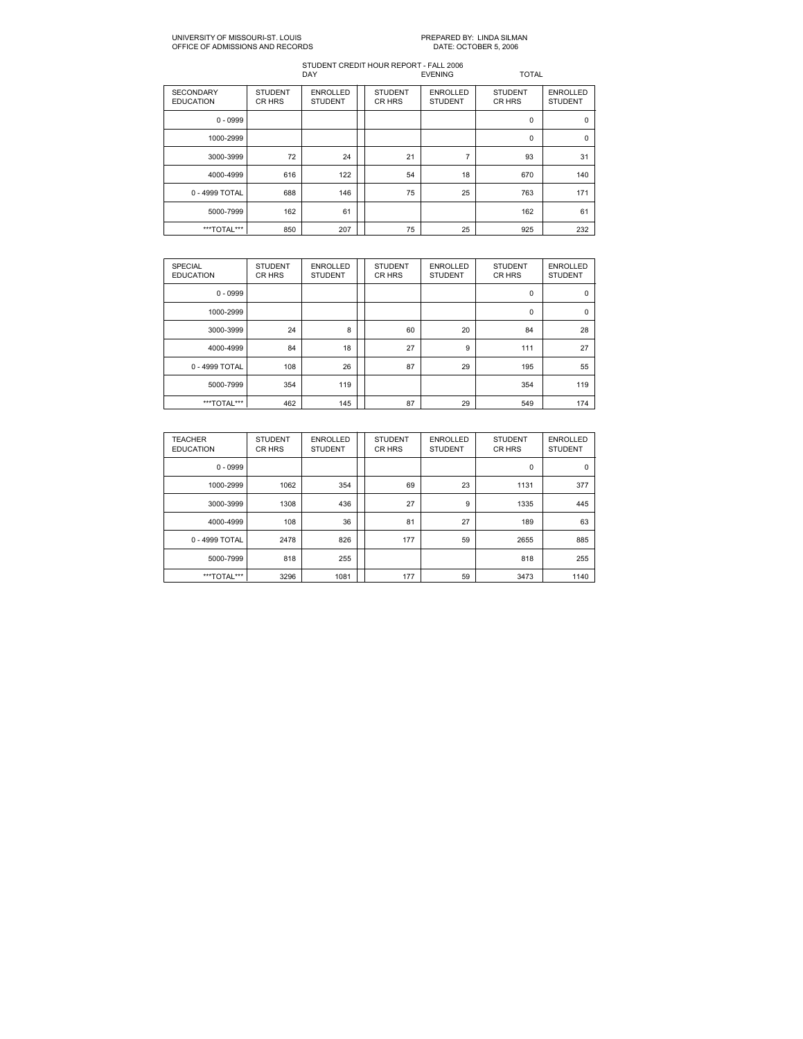UNIVERSITY OF MISSOURI-ST. LOUIS
OFFICE OF ADMISSIONS AND RECORDS

PREPARED BY: LINDA SILMAN
DATE: OCTOBER 5, 2006

STUDENT CREDIT HOUR REPORT - FALL 2006

| | DAY | | | EVENING | | TOTAL | |
|---|---|---|---|---|---|---|---|
| SECONDARY EDUCATION | STUDENT CR HRS | ENROLLED STUDENT | | STUDENT CR HRS | ENROLLED STUDENT | STUDENT CR HRS | ENROLLED STUDENT |
| 0 - 0999 | | | | | | 0 | 0 |
| 1000-2999 | | | | | | 0 | 0 |
| 3000-3999 | 72 | 24 | | 21 | 7 | 93 | 31 |
| 4000-4999 | 616 | 122 | | 54 | 18 | 670 | 140 |
| 0 - 4999 TOTAL | 688 | 146 | | 75 | 25 | 763 | 171 |
| 5000-7999 | 162 | 61 | | | | 162 | 61 |
| ***TOTAL*** | 850 | 207 | | 75 | 25 | 925 | 232 |

| SPECIAL EDUCATION | STUDENT CR HRS | ENROLLED STUDENT | | STUDENT CR HRS | ENROLLED STUDENT | STUDENT CR HRS | ENROLLED STUDENT |
|---|---|---|---|---|---|---|---|
| 0 - 0999 | | | | | | 0 | 0 |
| 1000-2999 | | | | | | 0 | 0 |
| 3000-3999 | 24 | 8 | | 60 | 20 | 84 | 28 |
| 4000-4999 | 84 | 18 | | 27 | 9 | 111 | 27 |
| 0 - 4999 TOTAL | 108 | 26 | | 87 | 29 | 195 | 55 |
| 5000-7999 | 354 | 119 | | | | 354 | 119 |
| ***TOTAL*** | 462 | 145 | | 87 | 29 | 549 | 174 |

| TEACHER EDUCATION | STUDENT CR HRS | ENROLLED STUDENT | | STUDENT CR HRS | ENROLLED STUDENT | STUDENT CR HRS | ENROLLED STUDENT |
|---|---|---|---|---|---|---|---|
| 0 - 0999 | | | | | | 0 | 0 |
| 1000-2999 | 1062 | 354 | | 69 | 23 | 1131 | 377 |
| 3000-3999 | 1308 | 436 | | 27 | 9 | 1335 | 445 |
| 4000-4999 | 108 | 36 | | 81 | 27 | 189 | 63 |
| 0 - 4999 TOTAL | 2478 | 826 | | 177 | 59 | 2655 | 885 |
| 5000-7999 | 818 | 255 | | | | 818 | 255 |
| ***TOTAL*** | 3296 | 1081 | | 177 | 59 | 3473 | 1140 |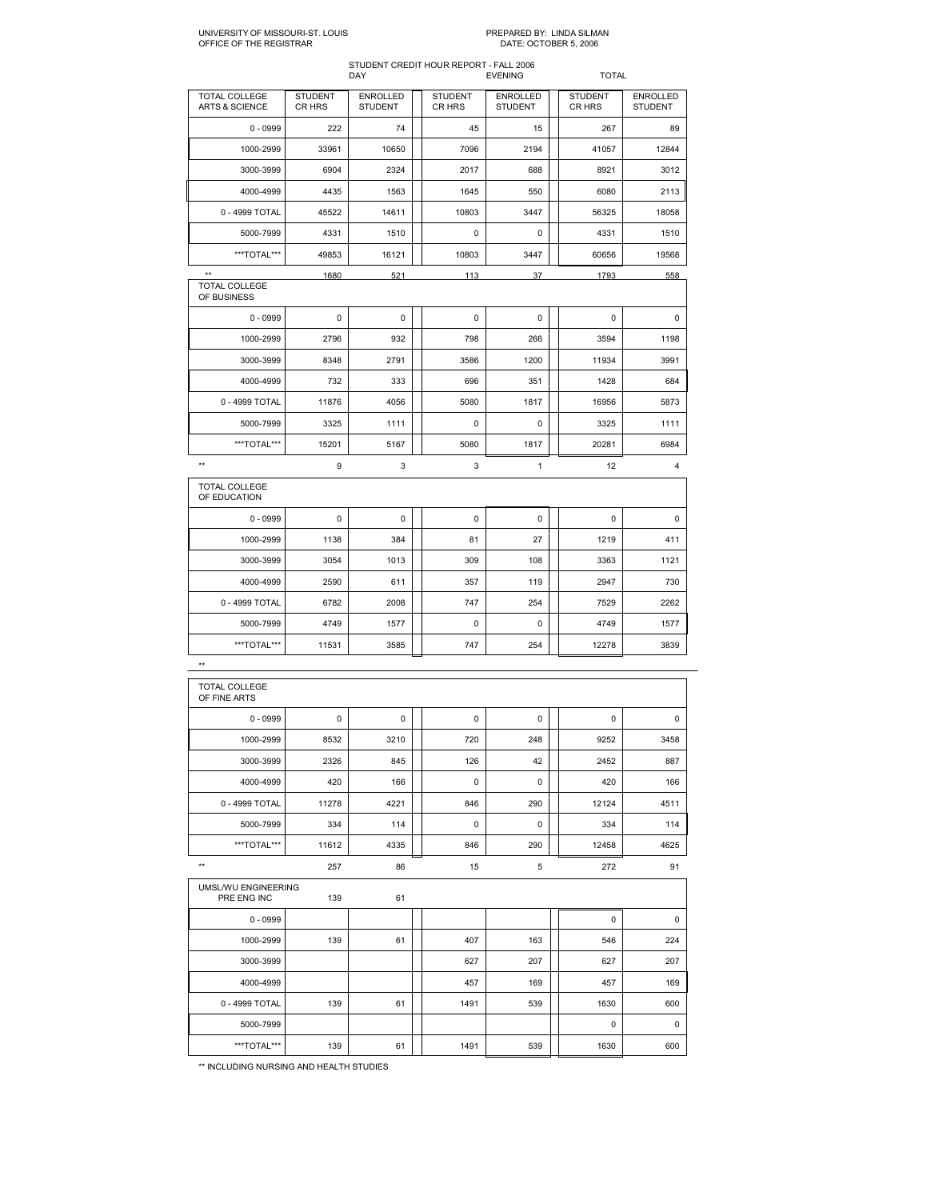UNIVERSITY OF MISSOURI-ST. LOUIS
OFFICE OF THE REGISTRAR

PREPARED BY: LINDA SILMAN
DATE: OCTOBER 5, 2006

STUDENT CREDIT HOUR REPORT - FALL 2006

| | DAY | | EVENING | | TOTAL | |
|---|---|---|---|---|---|---|
| TOTAL COLLEGE ARTS & SCIENCE | STUDENT CR HRS | ENROLLED STUDENT | STUDENT CR HRS | ENROLLED STUDENT | STUDENT CR HRS | ENROLLED STUDENT |
| 0 - 0999 | 222 | 74 | 45 | 15 | 267 | 89 |
| 1000-2999 | 33961 | 10650 | 7096 | 2194 | 41057 | 12844 |
| 3000-3999 | 6904 | 2324 | 2017 | 688 | 8921 | 3012 |
| 4000-4999 | 4435 | 1563 | 1645 | 550 | 6080 | 2113 |
| 0 - 4999 TOTAL | 45522 | 14611 | 10803 | 3447 | 56325 | 18058 |
| 5000-7999 | 4331 | 1510 | 0 | 0 | 4331 | 1510 |
| ***TOTAL*** | 49853 | 16121 | 10803 | 3447 | 60656 | 19568 |
| ** | 1680 | 521 | 113 | 37 | 1793 | 558 |
| TOTAL COLLEGE OF BUSINESS | | | | | | |
| 0 - 0999 | 0 | 0 | 0 | 0 | 0 | 0 |
| 1000-2999 | 2796 | 932 | 798 | 266 | 3594 | 1198 |
| 3000-3999 | 8348 | 2791 | 3586 | 1200 | 11934 | 3991 |
| 4000-4999 | 732 | 333 | 696 | 351 | 1428 | 684 |
| 0 - 4999 TOTAL | 11876 | 4056 | 5080 | 1817 | 16956 | 5873 |
| 5000-7999 | 3325 | 1111 | 0 | 0 | 3325 | 1111 |
| ***TOTAL*** | 15201 | 5167 | 5080 | 1817 | 20281 | 6984 |
| ** | 9 | 3 | 3 | 1 | 12 | 4 |
| TOTAL COLLEGE OF EDUCATION | | | | | | |
| 0 - 0999 | 0 | 0 | 0 | 0 | 0 | 0 |
| 1000-2999 | 1138 | 384 | 81 | 27 | 1219 | 411 |
| 3000-3999 | 3054 | 1013 | 309 | 108 | 3363 | 1121 |
| 4000-4999 | 2590 | 611 | 357 | 119 | 2947 | 730 |
| 0 - 4999 TOTAL | 6782 | 2008 | 747 | 254 | 7529 | 2262 |
| 5000-7999 | 4749 | 1577 | 0 | 0 | 4749 | 1577 |
| ***TOTAL*** | 11531 | 3585 | 747 | 254 | 12278 | 3839 |
| ** | | | | | | |
| TOTAL COLLEGE OF FINE ARTS | | | | | | |
| 0 - 0999 | 0 | 0 | 0 | 0 | 0 | 0 |
| 1000-2999 | 8532 | 3210 | 720 | 248 | 9252 | 3458 |
| 3000-3999 | 2326 | 845 | 126 | 42 | 2452 | 887 |
| 4000-4999 | 420 | 166 | 0 | 0 | 420 | 166 |
| 0 - 4999 TOTAL | 11278 | 4221 | 846 | 290 | 12124 | 4511 |
| 5000-7999 | 334 | 114 | 0 | 0 | 334 | 114 |
| ***TOTAL*** | 11612 | 4335 | 846 | 290 | 12458 | 4625 |
| ** | 257 | 86 | 15 | 5 | 272 | 91 |
| UMSL/WU ENGINEERING PRE ENG INC | 139 | 61 | | | | |
| 0 - 0999 | | | | | 0 | 0 |
| 1000-2999 | 139 | 61 | 407 | 163 | 546 | 224 |
| 3000-3999 | | | 627 | 207 | 627 | 207 |
| 4000-4999 | | | 457 | 169 | 457 | 169 |
| 0 - 4999 TOTAL | 139 | 61 | 1491 | 539 | 1630 | 600 |
| 5000-7999 | | | | | 0 | 0 |
| ***TOTAL*** | 139 | 61 | 1491 | 539 | 1630 | 600 |

** INCLUDING NURSING AND HEALTH STUDIES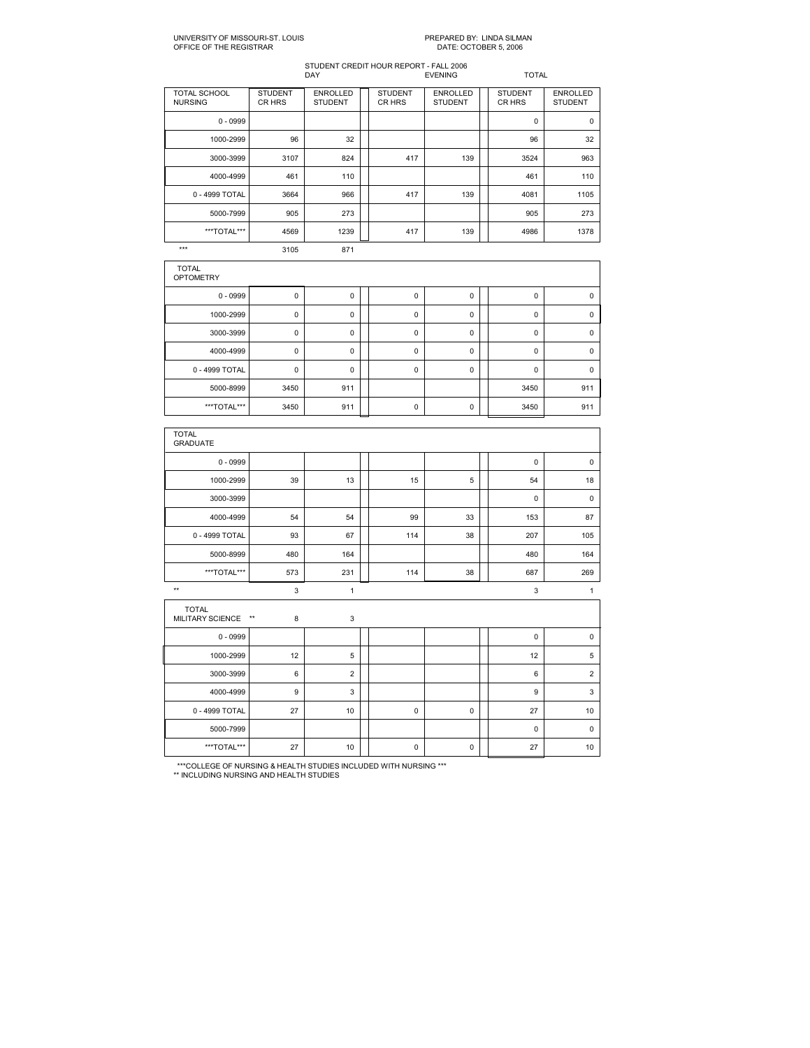UNIVERSITY OF MISSOURI-ST. LOUIS
OFFICE OF THE REGISTRAR

PREPARED BY: LINDA SILMAN
DATE: OCTOBER 5, 2006

STUDENT CREDIT HOUR REPORT - FALL 2006

| | DAY | | EVENING | | TOTAL | |
|---|---|---|---|---|---|---|
| TOTAL SCHOOL NURSING | STUDENT CR HRS | ENROLLED STUDENT | STUDENT CR HRS | ENROLLED STUDENT | STUDENT CR HRS | ENROLLED STUDENT |
| 0 - 0999 | | | | | 0 | 0 |
| 1000-2999 | 96 | 32 | | | 96 | 32 |
| 3000-3999 | 3107 | 824 | 417 | 139 | 3524 | 963 |
| 4000-4999 | 461 | 110 | | | 461 | 110 |
| 0 - 4999 TOTAL | 3664 | 966 | 417 | 139 | 4081 | 1105 |
| 5000-7999 | 905 | 273 | | | 905 | 273 |
| ***TOTAL*** | 4569 | 1239 | 417 | 139 | 4986 | 1378 |
| *** | 3105 | 871 | | | | |

| TOTAL OPTOMETRY | STUDENT CR HRS | ENROLLED STUDENT | STUDENT CR HRS | ENROLLED STUDENT | STUDENT CR HRS | ENROLLED STUDENT |
|---|---|---|---|---|---|---|
| 0 - 0999 | 0 | 0 | 0 | 0 | 0 | 0 |
| 1000-2999 | 0 | 0 | 0 | 0 | 0 | 0 |
| 3000-3999 | 0 | 0 | 0 | 0 | 0 | 0 |
| 4000-4999 | 0 | 0 | 0 | 0 | 0 | 0 |
| 0 - 4999 TOTAL | 0 | 0 | 0 | 0 | 0 | 0 |
| 5000-8999 | 3450 | 911 | | | 3450 | 911 |
| ***TOTAL*** | 3450 | 911 | 0 | 0 | 3450 | 911 |

| TOTAL GRADUATE | STUDENT CR HRS | ENROLLED STUDENT | STUDENT CR HRS | ENROLLED STUDENT | STUDENT CR HRS | ENROLLED STUDENT |
|---|---|---|---|---|---|---|
| 0 - 0999 | | | | | 0 | 0 |
| 1000-2999 | 39 | 13 | 15 | 5 | 54 | 18 |
| 3000-3999 | | | | | 0 | 0 |
| 4000-4999 | 54 | 54 | 99 | 33 | 153 | 87 |
| 0 - 4999 TOTAL | 93 | 67 | 114 | 38 | 207 | 105 |
| 5000-8999 | 480 | 164 | | | 480 | 164 |
| ***TOTAL*** | 573 | 231 | 114 | 38 | 687 | 269 |
| ** | 3 | 1 | | | 3 | 1 |

| TOTAL MILITARY SCIENCE ** | 8 | 3 | | | | |
|---|---|---|---|---|---|---|
| 0 - 0999 | | | | | 0 | 0 |
| 1000-2999 | 12 | 5 | | | 12 | 5 |
| 3000-3999 | 6 | 2 | | | 6 | 2 |
| 4000-4999 | 9 | 3 | | | 9 | 3 |
| 0 - 4999 TOTAL | 27 | 10 | 0 | 0 | 27 | 10 |
| 5000-7999 | | | | | 0 | 0 |
| ***TOTAL*** | 27 | 10 | 0 | 0 | 27 | 10 |

***COLLEGE OF NURSING & HEALTH STUDIES INCLUDED WITH NURSING ***

** INCLUDING NURSING AND HEALTH STUDIES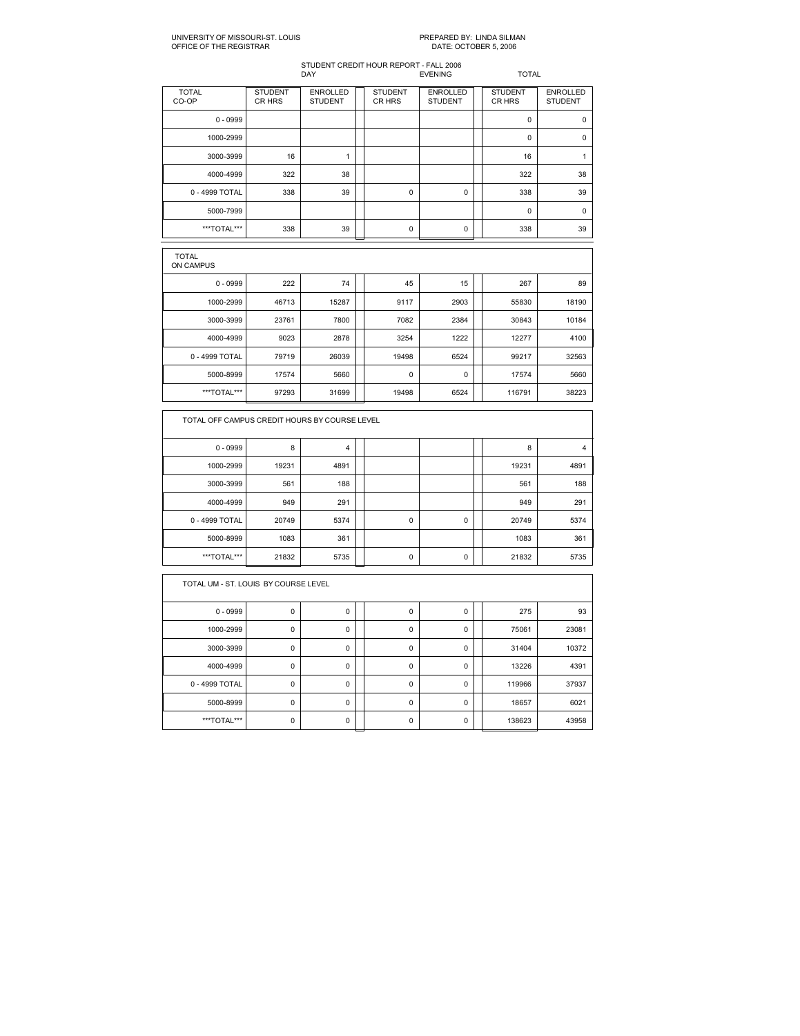UNIVERSITY OF MISSOURI-ST. LOUIS
OFFICE OF THE REGISTRAR

PREPARED BY: LINDA SILMAN
DATE: OCTOBER 5, 2006

STUDENT CREDIT HOUR REPORT - FALL 2006

| | DAY | | EVENING | | TOTAL | |
|---|---|---|---|---|---|---|
| TOTAL CO-OP | STUDENT CR HRS | ENROLLED STUDENT | STUDENT CR HRS | ENROLLED STUDENT | STUDENT CR HRS | ENROLLED STUDENT |
| 0 - 0999 | | | | | 0 | 0 |
| 1000-2999 | | | | | 0 | 0 |
| 3000-3999 | 16 | 1 | | | 16 | 1 |
| 4000-4999 | 322 | 38 | | | 322 | 38 |
| 0 - 4999 TOTAL | 338 | 39 | 0 | 0 | 338 | 39 |
| 5000-7999 | | | | | 0 | 0 |
| \*\*\*TOTAL\*\*\* | 338 | 39 | 0 | 0 | 338 | 39 |

| TOTAL ON CAMPUS | | | | | | |
|---|---|---|---|---|---|---|
| 0 - 0999 | 222 | 74 | 45 | 15 | 267 | 89 |
| 1000-2999 | 46713 | 15287 | 9117 | 2903 | 55830 | 18190 |
| 3000-3999 | 23761 | 7800 | 7082 | 2384 | 30843 | 10184 |
| 4000-4999 | 9023 | 2878 | 3254 | 1222 | 12277 | 4100 |
| 0 - 4999 TOTAL | 79719 | 26039 | 19498 | 6524 | 99217 | 32563 |
| 5000-8999 | 17574 | 5660 | 0 | 0 | 17574 | 5660 |
| \*\*\*TOTAL\*\*\* | 97293 | 31699 | 19498 | 6524 | 116791 | 38223 |

| TOTAL OFF CAMPUS CREDIT HOURS BY COURSE LEVEL | | | | | | |
|---|---|---|---|---|---|---|
| 0 - 0999 | 8 | 4 | | | 8 | 4 |
| 1000-2999 | 19231 | 4891 | | | 19231 | 4891 |
| 3000-3999 | 561 | 188 | | | 561 | 188 |
| 4000-4999 | 949 | 291 | | | 949 | 291 |
| 0 - 4999 TOTAL | 20749 | 5374 | 0 | 0 | 20749 | 5374 |
| 5000-8999 | 1083 | 361 | | | 1083 | 361 |
| \*\*\*TOTAL\*\*\* | 21832 | 5735 | 0 | 0 | 21832 | 5735 |

| TOTAL UM - ST. LOUIS BY COURSE LEVEL | | | | | | |
|---|---|---|---|---|---|---|
| 0 - 0999 | 0 | 0 | 0 | 0 | 275 | 93 |
| 1000-2999 | 0 | 0 | 0 | 0 | 75061 | 23081 |
| 3000-3999 | 0 | 0 | 0 | 0 | 31404 | 10372 |
| 4000-4999 | 0 | 0 | 0 | 0 | 13226 | 4391 |
| 0 - 4999 TOTAL | 0 | 0 | 0 | 0 | 119966 | 37937 |
| 5000-8999 | 0 | 0 | 0 | 0 | 18657 | 6021 |
| \*\*\*TOTAL\*\*\* | 0 | 0 | 0 | 0 | 138623 | 43958 |